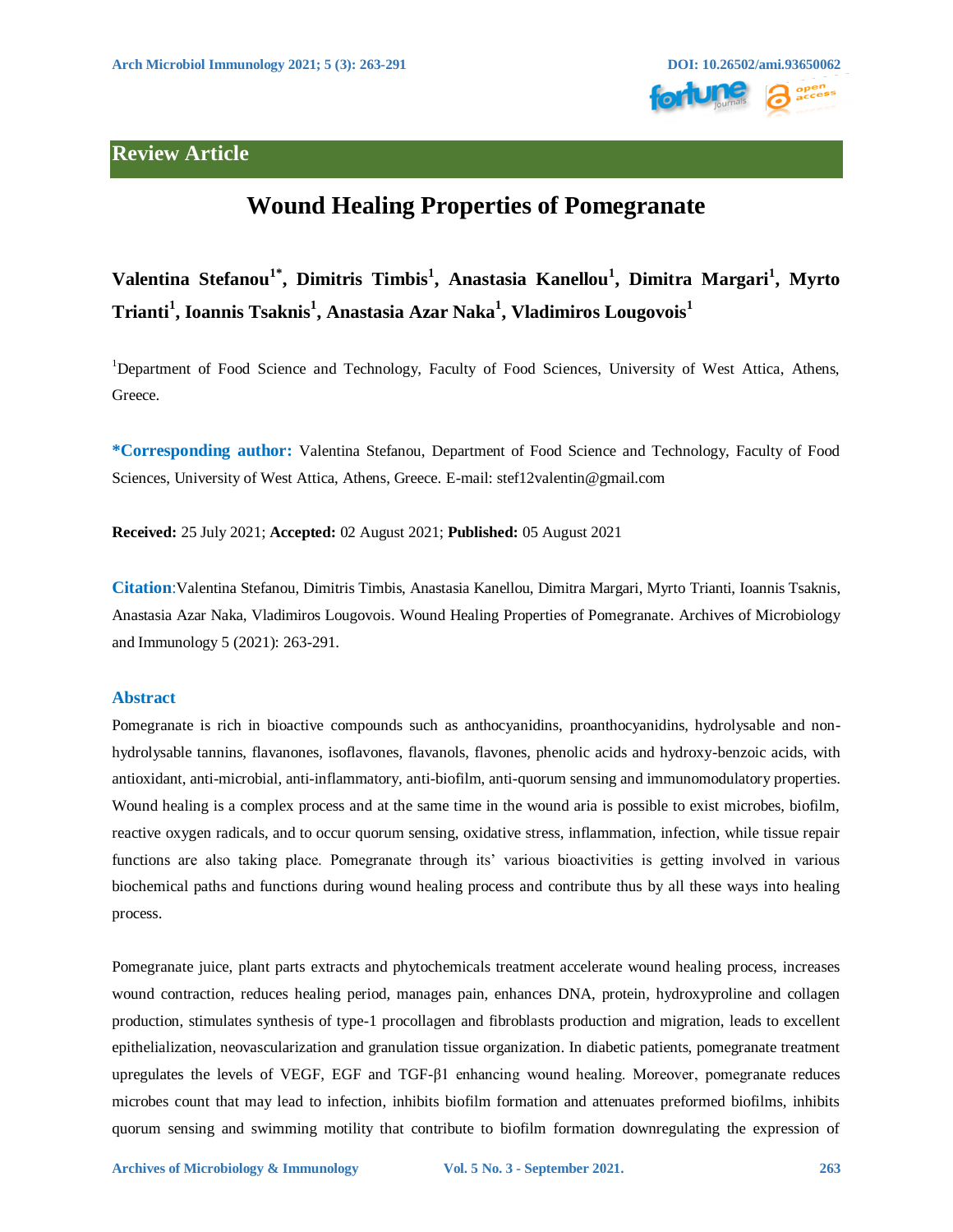Review Article

# Wound Healing Properties of Pomegranate

**Valentina Stefanou[1*], Dimitris Timbis[1], Anastasia Kanellou[1], Dimitra Margari[1], Myrto Trianti[1], Ioannis Tsaknis[1], Anastasia Azar Naka[1], Vladimiros Lougovois[1]**

[1]Department of Food Science and Technology, Faculty of Food Sciences, University of West Attica, Athens, Greece.

**\*Corresponding author:** Valentina Stefanou, Department of Food Science and Technology, Faculty of Food Sciences, University of West Attica, Athens, Greece. E-mail: stef12valentin@gmail.com

**Received:** 25 July 2021; **Accepted:** 02 August 2021; **Published:** 05 August 2021

**Citation**:Valentina Stefanou, Dimitris Timbis, Anastasia Kanellou, Dimitra Margari, Myrto Trianti, Ioannis Tsaknis, Anastasia Azar Naka, Vladimiros Lougovois. Wound Healing Properties of Pomegranate. Archives of Microbiology and Immunology 5 (2021): 263-291.

## Abstract

Pomegranate is rich in bioactive compounds such as anthocyanidins, proanthocyanidins, hydrolysable and non-hydrolysable tannins, flavanones, isoflavones, flavanols, flavones, phenolic acids and hydroxy-benzoic acids, with antioxidant, anti-microbial, anti-inflammatory, anti-biofilm, anti-quorum sensing and immunomodulatory properties. Wound healing is a complex process and at the same time in the wound aria is possible to exist microbes, biofilm, reactive oxygen radicals, and to occur quorum sensing, oxidative stress, inflammation, infection, while tissue repair functions are also taking place. Pomegranate through its' various bioactivities is getting involved in various biochemical paths and functions during wound healing process and contribute thus by all these ways into healing process.

Pomegranate juice, plant parts extracts and phytochemicals treatment accelerate wound healing process, increases wound contraction, reduces healing period, manages pain, enhances DNA, protein, hydroxyproline and collagen production, stimulates synthesis of type-1 procollagen and fibroblasts production and migration, leads to excellent epithelialization, neovascularization and granulation tissue organization. In diabetic patients, pomegranate treatment upregulates the levels of VEGF, EGF and TGF-β1 enhancing wound healing. Moreover, pomegranate reduces microbes count that may lead to infection, inhibits biofilm formation and attenuates preformed biofilms, inhibits quorum sensing and swimming motility that contribute to biofilm formation downregulating the expression of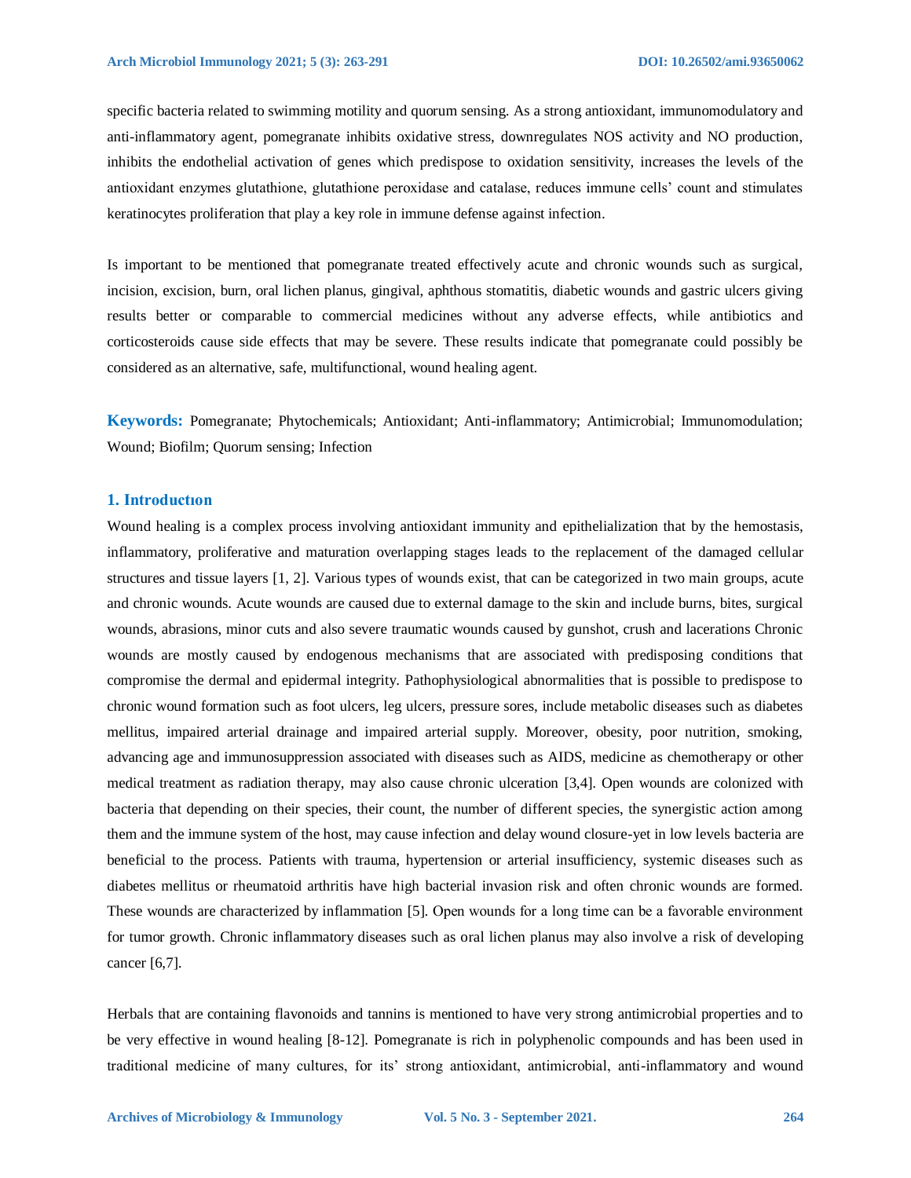specific bacteria related to swimming motility and quorum sensing. As a strong antioxidant, immunomodulatory and anti-inflammatory agent, pomegranate inhibits oxidative stress, downregulates NOS activity and NO production, inhibits the endothelial activation of genes which predispose to oxidation sensitivity, increases the levels of the antioxidant enzymes glutathione, glutathione peroxidase and catalase, reduces immune cells' count and stimulates keratinocytes proliferation that play a key role in immune defense against infection.

Is important to be mentioned that pomegranate treated effectively acute and chronic wounds such as surgical, incision, excision, burn, oral lichen planus, gingival, aphthous stomatitis, diabetic wounds and gastric ulcers giving results better or comparable to commercial medicines without any adverse effects, while antibiotics and corticosteroids cause side effects that may be severe. These results indicate that pomegranate could possibly be considered as an alternative, safe, multifunctional, wound healing agent.

**Keywords:** Pomegranate; Phytochemicals; Antioxidant; Anti-inflammatory; Antimicrobial; Immunomodulation; Wound; Biofilm; Quorum sensing; Infection

## 1. Introductıon

Wound healing is a complex process involving antioxidant immunity and epithelialization that by the hemostasis, inflammatory, proliferative and maturation overlapping stages leads to the replacement of the damaged cellular structures and tissue layers [1, 2]. Various types of wounds exist, that can be categorized in two main groups, acute and chronic wounds. Acute wounds are caused due to external damage to the skin and include burns, bites, surgical wounds, abrasions, minor cuts and also severe traumatic wounds caused by gunshot, crush and lacerations Chronic wounds are mostly caused by endogenous mechanisms that are associated with predisposing conditions that compromise the dermal and epidermal integrity. Pathophysiological abnormalities that is possible to predispose to chronic wound formation such as foot ulcers, leg ulcers, pressure sores, include metabolic diseases such as diabetes mellitus, impaired arterial drainage and impaired arterial supply. Moreover, obesity, poor nutrition, smoking, advancing age and immunosuppression associated with diseases such as AIDS, medicine as chemotherapy or other medical treatment as radiation therapy, may also cause chronic ulceration [3,4]. Open wounds are colonized with bacteria that depending on their species, their count, the number of different species, the synergistic action among them and the immune system of the host, may cause infection and delay wound closure-yet in low levels bacteria are beneficial to the process. Patients with trauma, hypertension or arterial insufficiency, systemic diseases such as diabetes mellitus or rheumatoid arthritis have high bacterial invasion risk and often chronic wounds are formed. These wounds are characterized by inflammation [5]. Open wounds for a long time can be a favorable environment for tumor growth. Chronic inflammatory diseases such as oral lichen planus may also involve a risk of developing cancer [6,7].

Herbals that are containing flavonoids and tannins is mentioned to have very strong antimicrobial properties and to be very effective in wound healing [8-12]. Pomegranate is rich in polyphenolic compounds and has been used in traditional medicine of many cultures, for its' strong antioxidant, antimicrobial, anti-inflammatory and wound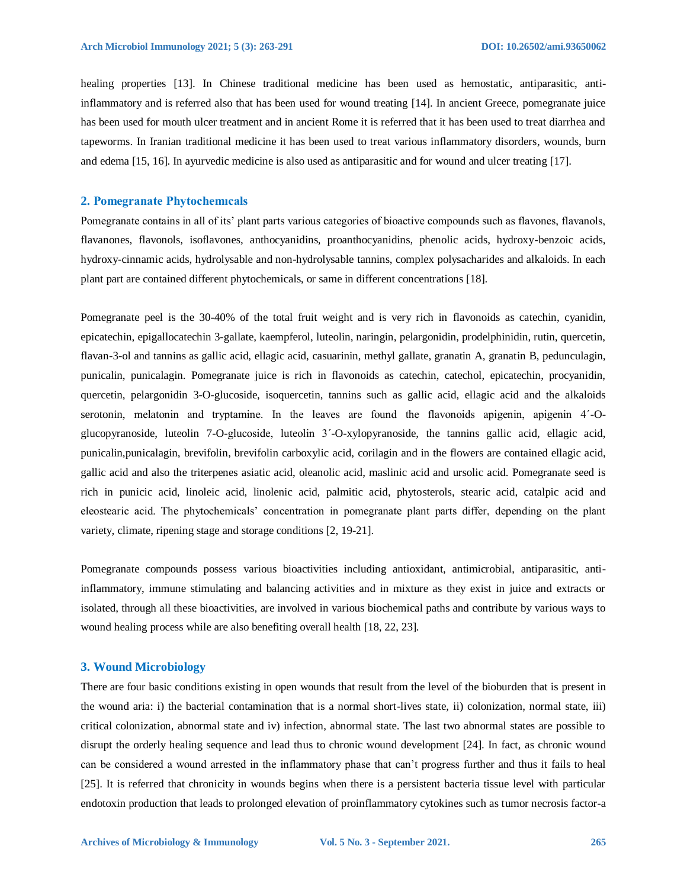healing properties [13]. In Chinese traditional medicine has been used as hemostatic, antiparasitic, anti-inflammatory and is referred also that has been used for wound treating [14]. In ancient Greece, pomegranate juice has been used for mouth ulcer treatment and in ancient Rome it is referred that it has been used to treat diarrhea and tapeworms. In Iranian traditional medicine it has been used to treat various inflammatory disorders, wounds, burn and edema [15, 16]. In ayurvedic medicine is also used as antiparasitic and for wound and ulcer treating [17].

## 2. Pomegranate Phytochemıcals

Pomegranate contains in all of its' plant parts various categories of bioactive compounds such as flavones, flavanols, flavanones, flavonols, isoflavones, anthocyanidins, proanthocyanidins, phenolic acids, hydroxy-benzoic acids, hydroxy-cinnamic acids, hydrolysable and non-hydrolysable tannins, complex polysacharides and alkaloids. In each plant part are contained different phytochemicals, or same in different concentrations [18].

Pomegranate peel is the 30-40% of the total fruit weight and is very rich in flavonoids as catechin, cyanidin, epicatechin, epigallocatechin 3-gallate, kaempferol, luteolin, naringin, pelargonidin, prodelphinidin, rutin, quercetin, flavan-3-ol and tannins as gallic acid, ellagic acid, casuarinin, methyl gallate, granatin A, granatin B, pedunculagin, punicalin, punicalagin. Pomegranate juice is rich in flavonoids as catechin, catechol, epicatechin, procyanidin, quercetin, pelargonidin 3-O-glucoside, isoquercetin, tannins such as gallic acid, ellagic acid and the alkaloids serotonin, melatonin and tryptamine. In the leaves are found the flavonoids apigenin, apigenin 4´-O-glucopyranoside, luteolin 7-O-glucoside, luteolin 3´-O-xylopyranoside, the tannins gallic acid, ellagic acid, punicalin,punicalagin, brevifolin, brevifolin carboxylic acid, corilagin and in the flowers are contained ellagic acid, gallic acid and also the triterpenes asiatic acid, oleanolic acid, maslinic acid and ursolic acid. Pomegranate seed is rich in punicic acid, linoleic acid, linolenic acid, palmitic acid, phytosterols, stearic acid, catalpic acid and eleostearic acid. The phytochemicals' concentration in pomegranate plant parts differ, depending on the plant variety, climate, ripening stage and storage conditions [2, 19-21].

Pomegranate compounds possess various bioactivities including antioxidant, antimicrobial, antiparasitic, anti-inflammatory, immune stimulating and balancing activities and in mixture as they exist in juice and extracts or isolated, through all these bioactivities, are involved in various biochemical paths and contribute by various ways to wound healing process while are also benefiting overall health [18, 22, 23].

## 3. Wound Microbiology

There are four basic conditions existing in open wounds that result from the level of the bioburden that is present in the wound aria: i) the bacterial contamination that is a normal short-lives state, ii) colonization, normal state, iii) critical colonization, abnormal state and iv) infection, abnormal state. The last two abnormal states are possible to disrupt the orderly healing sequence and lead thus to chronic wound development [24]. In fact, as chronic wound can be considered a wound arrested in the inflammatory phase that can't progress further and thus it fails to heal [25]. It is referred that chronicity in wounds begins when there is a persistent bacteria tissue level with particular endotoxin production that leads to prolonged elevation of proinflammatory cytokines such as tumor necrosis factor-a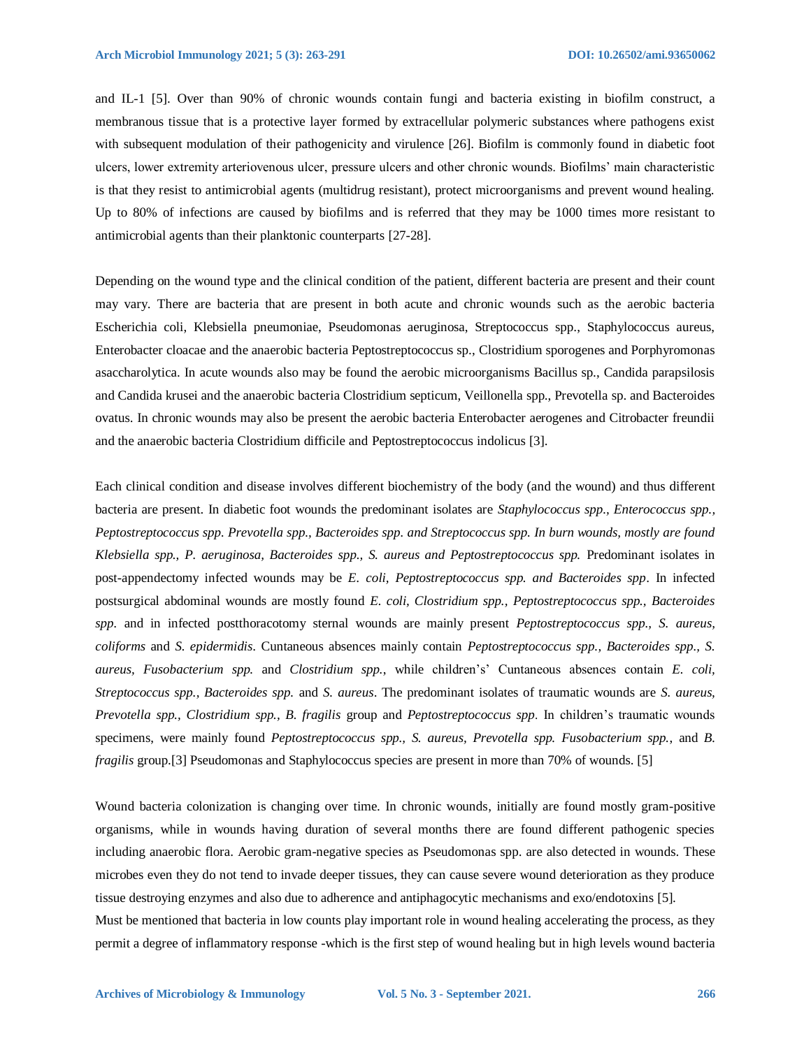and IL-1 [5]. Over than 90% of chronic wounds contain fungi and bacteria existing in biofilm construct, a membranous tissue that is a protective layer formed by extracellular polymeric substances where pathogens exist with subsequent modulation of their pathogenicity and virulence [26]. Biofilm is commonly found in diabetic foot ulcers, lower extremity arteriovenous ulcer, pressure ulcers and other chronic wounds. Biofilms' main characteristic is that they resist to antimicrobial agents (multidrug resistant), protect microorganisms and prevent wound healing. Up to 80% of infections are caused by biofilms and is referred that they may be 1000 times more resistant to antimicrobial agents than their planktonic counterparts [27-28].

Depending on the wound type and the clinical condition of the patient, different bacteria are present and their count may vary. There are bacteria that are present in both acute and chronic wounds such as the aerobic bacteria Escherichia coli, Klebsiella pneumoniae, Pseudomonas aeruginosa, Streptococcus spp., Staphylococcus aureus, Enterobacter cloacae and the anaerobic bacteria Peptostreptococcus sp., Clostridium sporogenes and Porphyromonas asaccharolytica. In acute wounds also may be found the aerobic microorganisms Bacillus sp., Candida parapsilosis and Candida krusei and the anaerobic bacteria Clostridium septicum, Veillonella spp., Prevotella sp. and Bacteroides ovatus. In chronic wounds may also be present the aerobic bacteria Enterobacter aerogenes and Citrobacter freundii and the anaerobic bacteria Clostridium difficile and Peptostreptococcus indolicus [3].

Each clinical condition and disease involves different biochemistry of the body (and the wound) and thus different bacteria are present. In diabetic foot wounds the predominant isolates are *Staphylococcus spp., Enterococcus spp., Peptostreptococcus spp. Prevotella spp., Bacteroides spp. and Streptococcus spp. In burn wounds, mostly are found Klebsiella spp., P. aeruginosa, Bacteroides spp., S. aureus and Peptostreptococcus spp.* Predominant isolates in post-appendectomy infected wounds may be *E. coli, Peptostreptococcus spp. and Bacteroides spp*. In infected postsurgical abdominal wounds are mostly found *E. coli, Clostridium spp., Peptostreptococcus spp., Bacteroides spp.* and in infected postthoracotomy sternal wounds are mainly present *Peptostreptococcus spp., S. aureus, coliforms* and *S. epidermidis*. Cuntaneous absences mainly contain *Peptostreptococcus spp., Bacteroides spp., S. aureus, Fusobacterium spp.* and *Clostridium spp.*, while children's' Cuntaneous absences contain *E. coli, Streptococcus spp., Bacteroides spp.* and *S. aureus*. The predominant isolates of traumatic wounds are *S. aureus, Prevotella spp., Clostridium spp., B. fragilis* group and *Peptostreptococcus spp*. In children's traumatic wounds specimens, were mainly found *Peptostreptococcus spp., S. aureus, Prevotella spp. Fusobacterium spp.*, and *B. fragilis* group.[3] Pseudomonas and Staphylococcus species are present in more than 70% of wounds. [5]

Wound bacteria colonization is changing over time. In chronic wounds, initially are found mostly gram-positive organisms, while in wounds having duration of several months there are found different pathogenic species including anaerobic flora. Aerobic gram-negative species as Pseudomonas spp. are also detected in wounds. These microbes even they do not tend to invade deeper tissues, they can cause severe wound deterioration as they produce tissue destroying enzymes and also due to adherence and antiphagocytic mechanisms and exo/endotoxins [5].
Must be mentioned that bacteria in low counts play important role in wound healing accelerating the process, as they permit a degree of inflammatory response -which is the first step of wound healing but in high levels wound bacteria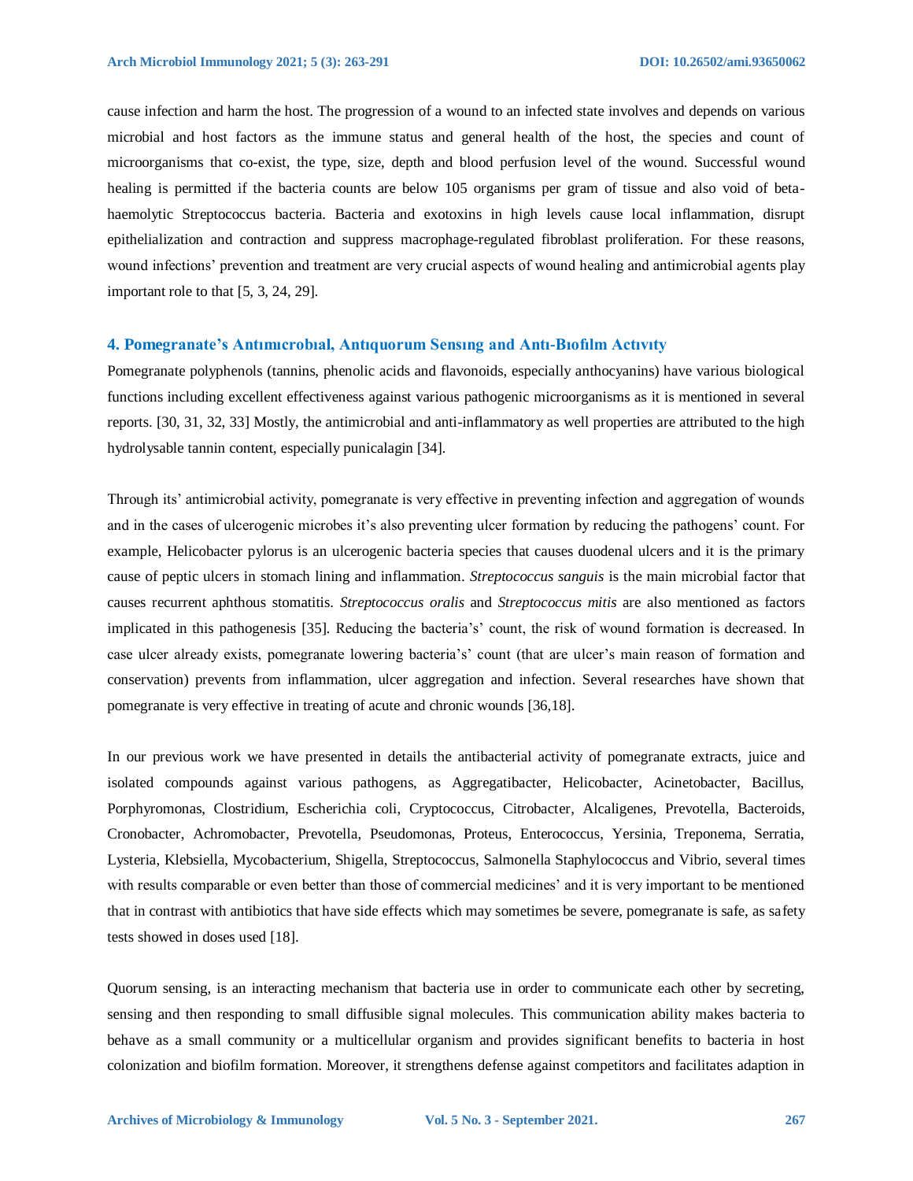cause infection and harm the host. The progression of a wound to an infected state involves and depends on various microbial and host factors as the immune status and general health of the host, the species and count of microorganisms that co-exist, the type, size, depth and blood perfusion level of the wound. Successful wound healing is permitted if the bacteria counts are below 105 organisms per gram of tissue and also void of beta-haemolytic Streptococcus bacteria. Bacteria and exotoxins in high levels cause local inflammation, disrupt epithelialization and contraction and suppress macrophage-regulated fibroblast proliferation. For these reasons, wound infections' prevention and treatment are very crucial aspects of wound healing and antimicrobial agents play important role to that [5, 3, 24, 29].

## 4. Pomegranate's Antımıcrobıal, Antıquorum Sensıng and Antı-Bıofılm Actıvıty

Pomegranate polyphenols (tannins, phenolic acids and flavonoids, especially anthocyanins) have various biological functions including excellent effectiveness against various pathogenic microorganisms as it is mentioned in several reports. [30, 31, 32, 33] Mostly, the antimicrobial and anti-inflammatory as well properties are attributed to the high hydrolysable tannin content, especially punicalagin [34].

Through its' antimicrobial activity, pomegranate is very effective in preventing infection and aggregation of wounds and in the cases of ulcerogenic microbes it's also preventing ulcer formation by reducing the pathogens' count. For example, Helicobacter pylorus is an ulcerogenic bacteria species that causes duodenal ulcers and it is the primary cause of peptic ulcers in stomach lining and inflammation. *Streptococcus sanguis* is the main microbial factor that causes recurrent aphthous stomatitis. *Streptococcus oralis* and *Streptococcus mitis* are also mentioned as factors implicated in this pathogenesis [35]. Reducing the bacteria's' count, the risk of wound formation is decreased. In case ulcer already exists, pomegranate lowering bacteria's' count (that are ulcer's main reason of formation and conservation) prevents from inflammation, ulcer aggregation and infection. Several researches have shown that pomegranate is very effective in treating of acute and chronic wounds [36,18].

In our previous work we have presented in details the antibacterial activity of pomegranate extracts, juice and isolated compounds against various pathogens, as Aggregatibacter, Helicobacter, Acinetobacter, Bacillus, Porphyromonas, Clostridium, Escherichia coli, Cryptococcus, Citrobacter, Alcaligenes, Prevotella, Bacteroids, Cronobacter, Achromobacter, Prevotella, Pseudomonas, Proteus, Enterococcus, Yersinia, Treponema, Serratia, Lysteria, Klebsiella, Mycobacterium, Shigella, Streptococcus, Salmonella Staphylococcus and Vibrio, several times with results comparable or even better than those of commercial medicines' and it is very important to be mentioned that in contrast with antibiotics that have side effects which may sometimes be severe, pomegranate is safe, as safety tests showed in doses used [18].

Quorum sensing, is an interacting mechanism that bacteria use in order to communicate each other by secreting, sensing and then responding to small diffusible signal molecules. This communication ability makes bacteria to behave as a small community or a multicellular organism and provides significant benefits to bacteria in host colonization and biofilm formation. Moreover, it strengthens defense against competitors and facilitates adaption in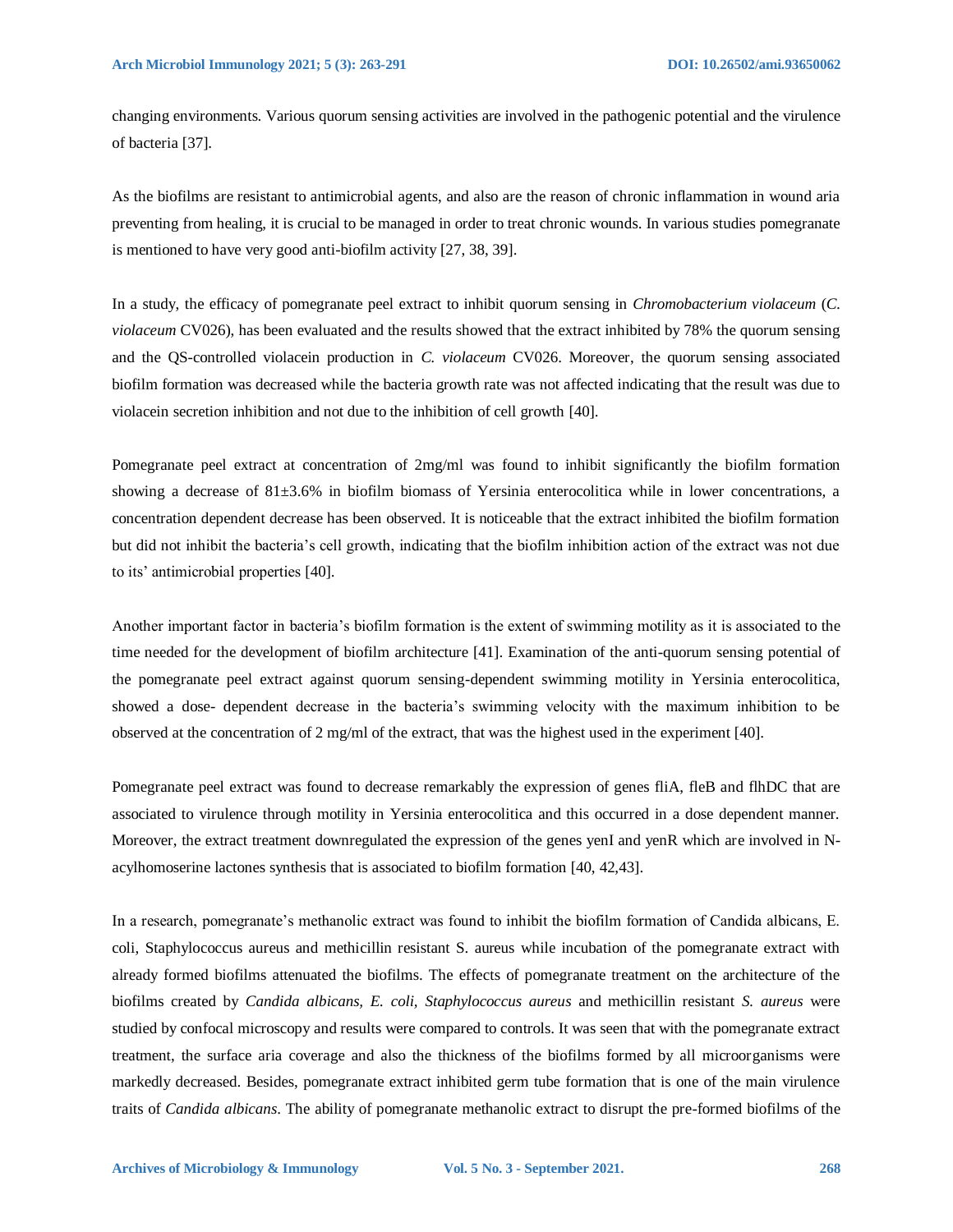changing environments. Various quorum sensing activities are involved in the pathogenic potential and the virulence of bacteria [37].

As the biofilms are resistant to antimicrobial agents, and also are the reason of chronic inflammation in wound aria preventing from healing, it is crucial to be managed in order to treat chronic wounds. In various studies pomegranate is mentioned to have very good anti-biofilm activity [27, 38, 39].

In a study, the efficacy of pomegranate peel extract to inhibit quorum sensing in *Chromobacterium violaceum* (*C. violaceum* CV026), has been evaluated and the results showed that the extract inhibited by 78% the quorum sensing and the QS-controlled violacein production in *C. violaceum* CV026. Moreover, the quorum sensing associated biofilm formation was decreased while the bacteria growth rate was not affected indicating that the result was due to violacein secretion inhibition and not due to the inhibition of cell growth [40].

Pomegranate peel extract at concentration of 2mg/ml was found to inhibit significantly the biofilm formation showing a decrease of 81±3.6% in biofilm biomass of Yersinia enterocolitica while in lower concentrations, a concentration dependent decrease has been observed. It is noticeable that the extract inhibited the biofilm formation but did not inhibit the bacteria's cell growth, indicating that the biofilm inhibition action of the extract was not due to its' antimicrobial properties [40].

Another important factor in bacteria's biofilm formation is the extent of swimming motility as it is associated to the time needed for the development of biofilm architecture [41]. Examination of the anti-quorum sensing potential of the pomegranate peel extract against quorum sensing-dependent swimming motility in Yersinia enterocolitica, showed a dose- dependent decrease in the bacteria's swimming velocity with the maximum inhibition to be observed at the concentration of 2 mg/ml of the extract, that was the highest used in the experiment [40].

Pomegranate peel extract was found to decrease remarkably the expression of genes fliA, fleB and flhDC that are associated to virulence through motility in Yersinia enterocolitica and this occurred in a dose dependent manner. Moreover, the extract treatment downregulated the expression of the genes yenI and yenR which are involved in N-acylhomoserine lactones synthesis that is associated to biofilm formation [40, 42,43].

In a research, pomegranate's methanolic extract was found to inhibit the biofilm formation of Candida albicans, E. coli, Staphylococcus aureus and methicillin resistant S. aureus while incubation of the pomegranate extract with already formed biofilms attenuated the biofilms. The effects of pomegranate treatment on the architecture of the biofilms created by *Candida albicans, E. coli, Staphylococcus aureus* and methicillin resistant *S. aureus* were studied by confocal microscopy and results were compared to controls. It was seen that with the pomegranate extract treatment, the surface aria coverage and also the thickness of the biofilms formed by all microorganisms were markedly decreased. Besides, pomegranate extract inhibited germ tube formation that is one of the main virulence traits of *Candida albicans*. The ability of pomegranate methanolic extract to disrupt the pre-formed biofilms of the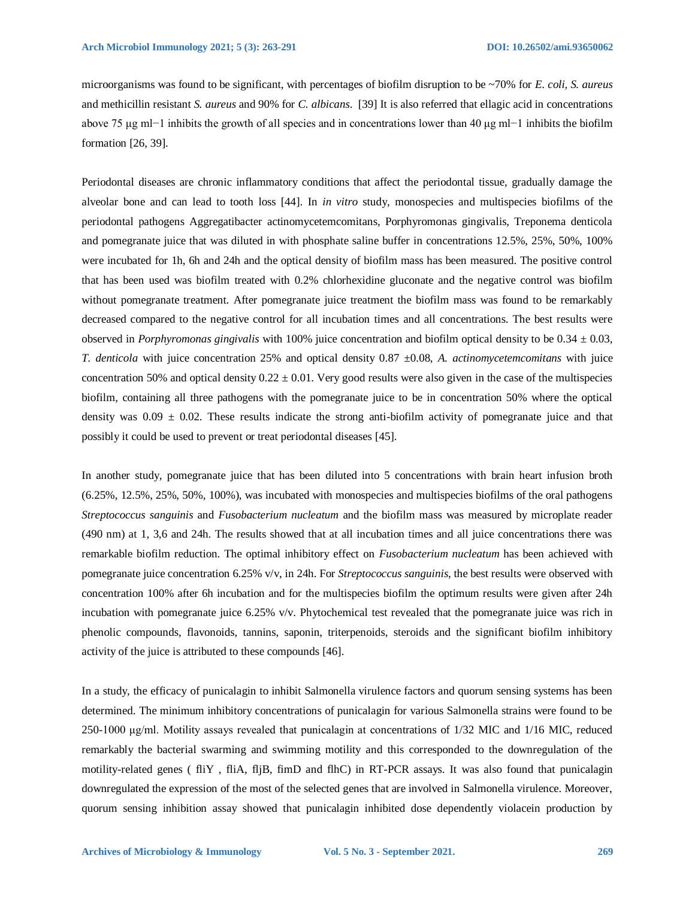microorganisms was found to be significant, with percentages of biofilm disruption to be ~70% for *E. coli, S. aureus* and methicillin resistant *S. aureus* and 90% for *C. albicans*. [39] It is also referred that ellagic acid in concentrations above 75 μg ml−1 inhibits the growth of all species and in concentrations lower than 40 μg ml−1 inhibits the biofilm formation [26, 39].

Periodontal diseases are chronic inflammatory conditions that affect the periodontal tissue, gradually damage the alveolar bone and can lead to tooth loss [44]. In *in vitro* study, monospecies and multispecies biofilms of the periodontal pathogens Aggregatibacter actinomycetemcomitans, Porphyromonas gingivalis, Treponema denticola and pomegranate juice that was diluted in with phosphate saline buffer in concentrations 12.5%, 25%, 50%, 100% were incubated for 1h, 6h and 24h and the optical density of biofilm mass has been measured. The positive control that has been used was biofilm treated with 0.2% chlorhexidine gluconate and the negative control was biofilm without pomegranate treatment. After pomegranate juice treatment the biofilm mass was found to be remarkably decreased compared to the negative control for all incubation times and all concentrations. The best results were observed in *Porphyromonas gingivalis* with 100% juice concentration and biofilm optical density to be 0.34 ± 0.03, *T. denticola* with juice concentration 25% and optical density 0.87 ±0.08, *A. actinomycetemcomitans* with juice concentration 50% and optical density 0.22 ± 0.01. Very good results were also given in the case of the multispecies biofilm, containing all three pathogens with the pomegranate juice to be in concentration 50% where the optical density was 0.09 ± 0.02. These results indicate the strong anti-biofilm activity of pomegranate juice and that possibly it could be used to prevent or treat periodontal diseases [45].

In another study, pomegranate juice that has been diluted into 5 concentrations with brain heart infusion broth (6.25%, 12.5%, 25%, 50%, 100%), was incubated with monospecies and multispecies biofilms of the oral pathogens *Streptococcus sanguinis* and *Fusobacterium nucleatum* and the biofilm mass was measured by microplate reader (490 nm) at 1, 3,6 and 24h. The results showed that at all incubation times and all juice concentrations there was remarkable biofilm reduction. The optimal inhibitory effect on *Fusobacterium nucleatum* has been achieved with pomegranate juice concentration 6.25% v/v, in 24h. For *Streptococcus sanguinis*, the best results were observed with concentration 100% after 6h incubation and for the multispecies biofilm the optimum results were given after 24h incubation with pomegranate juice 6.25% v/v. Phytochemical test revealed that the pomegranate juice was rich in phenolic compounds, flavonoids, tannins, saponin, triterpenoids, steroids and the significant biofilm inhibitory activity of the juice is attributed to these compounds [46].

In a study, the efficacy of punicalagin to inhibit Salmonella virulence factors and quorum sensing systems has been determined. The minimum inhibitory concentrations of punicalagin for various Salmonella strains were found to be 250-1000 μg/ml. Motility assays revealed that punicalagin at concentrations of 1/32 MIC and 1/16 MIC, reduced remarkably the bacterial swarming and swimming motility and this corresponded to the downregulation of the motility-related genes ( fliY , fliA, fljB, fimD and flhC) in RT-PCR assays. It was also found that punicalagin downregulated the expression of the most of the selected genes that are involved in Salmonella virulence. Moreover, quorum sensing inhibition assay showed that punicalagin inhibited dose dependently violacein production by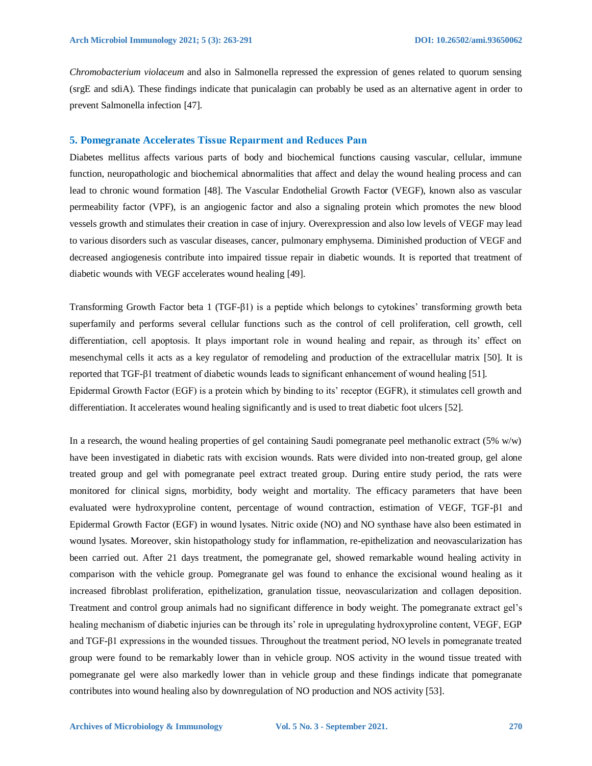*Chromobacterium violaceum* and also in Salmonella repressed the expression of genes related to quorum sensing (srgE and sdiA). These findings indicate that punicalagin can probably be used as an alternative agent in order to prevent Salmonella infection [47].

## 5. Pomegranate Accelerates Tissue Repaırment and Reduces Paın

Diabetes mellitus affects various parts of body and biochemical functions causing vascular, cellular, immune function, neuropathologic and biochemical abnormalities that affect and delay the wound healing process and can lead to chronic wound formation [48]. The Vascular Endothelial Growth Factor (VEGF), known also as vascular permeability factor (VPF), is an angiogenic factor and also a signaling protein which promotes the new blood vessels growth and stimulates their creation in case of injury. Overexpression and also low levels of VEGF may lead to various disorders such as vascular diseases, cancer, pulmonary emphysema. Diminished production of VEGF and decreased angiogenesis contribute into impaired tissue repair in diabetic wounds. It is reported that treatment of diabetic wounds with VEGF accelerates wound healing [49].

Transforming Growth Factor beta 1 (TGF-β1) is a peptide which belongs to cytokines' transforming growth beta superfamily and performs several cellular functions such as the control of cell proliferation, cell growth, cell differentiation, cell apoptosis. It plays important role in wound healing and repair, as through its' effect on mesenchymal cells it acts as a key regulator of remodeling and production of the extracellular matrix [50]. It is reported that TGF-β1 treatment of diabetic wounds leads to significant enhancement of wound healing [51].
Epidermal Growth Factor (EGF) is a protein which by binding to its' receptor (EGFR), it stimulates cell growth and differentiation. It accelerates wound healing significantly and is used to treat diabetic foot ulcers [52].

In a research, the wound healing properties of gel containing Saudi pomegranate peel methanolic extract (5% w/w) have been investigated in diabetic rats with excision wounds. Rats were divided into non-treated group, gel alone treated group and gel with pomegranate peel extract treated group. During entire study period, the rats were monitored for clinical signs, morbidity, body weight and mortality. The efficacy parameters that have been evaluated were hydroxyproline content, percentage of wound contraction, estimation of VEGF, TGF-β1 and Epidermal Growth Factor (EGF) in wound lysates. Nitric oxide (NO) and NO synthase have also been estimated in wound lysates. Moreover, skin histopathology study for inflammation, re-epithelization and neovascularization has been carried out. After 21 days treatment, the pomegranate gel, showed remarkable wound healing activity in comparison with the vehicle group. Pomegranate gel was found to enhance the excisional wound healing as it increased fibroblast proliferation, epithelization, granulation tissue, neovascularization and collagen deposition. Treatment and control group animals had no significant difference in body weight. The pomegranate extract gel's healing mechanism of diabetic injuries can be through its' role in upregulating hydroxyproline content, VEGF, EGP and TGF-β1 expressions in the wounded tissues. Throughout the treatment period, NO levels in pomegranate treated group were found to be remarkably lower than in vehicle group. NOS activity in the wound tissue treated with pomegranate gel were also markedly lower than in vehicle group and these findings indicate that pomegranate contributes into wound healing also by downregulation of NO production and NOS activity [53].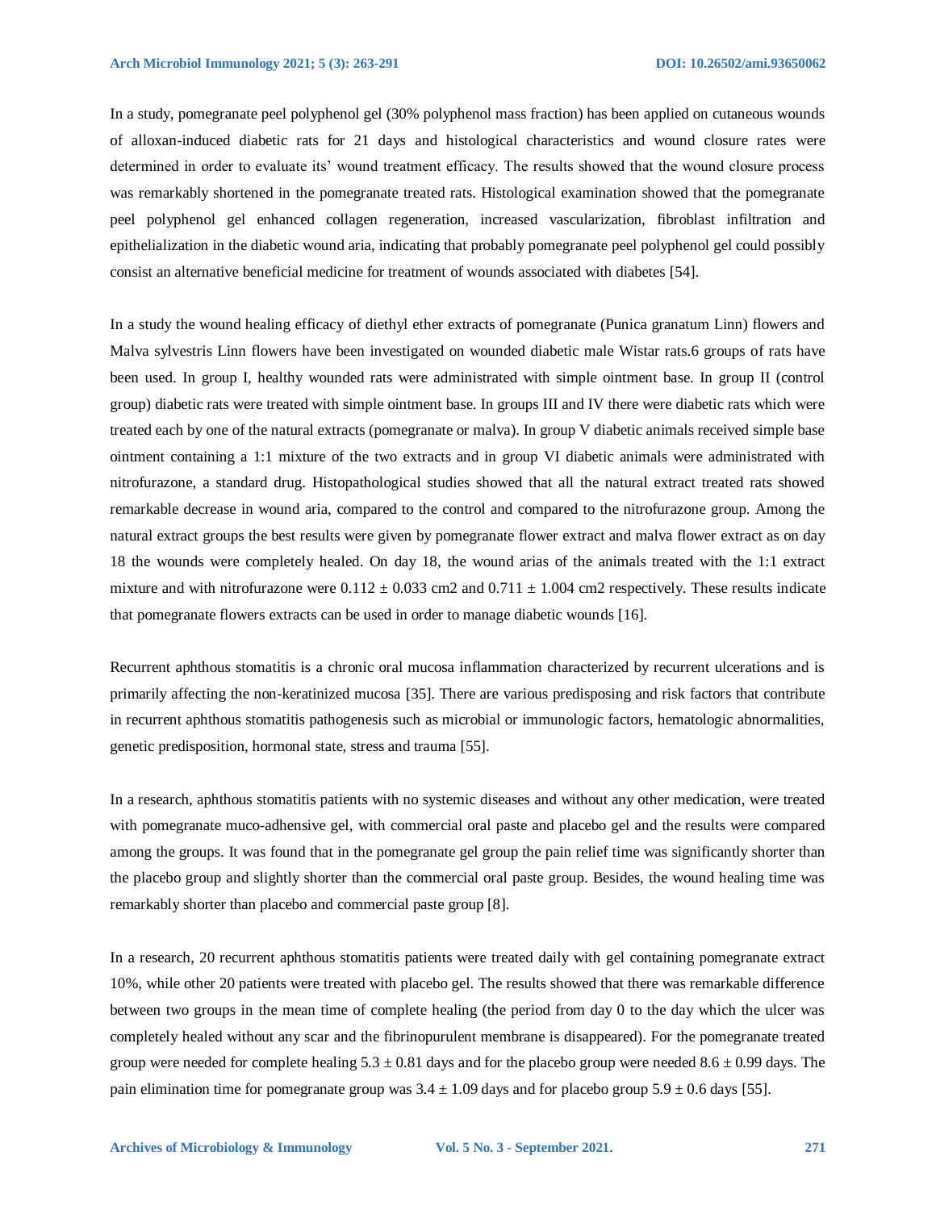In a study, pomegranate peel polyphenol gel (30% polyphenol mass fraction) has been applied on cutaneous wounds of alloxan-induced diabetic rats for 21 days and histological characteristics and wound closure rates were determined in order to evaluate its' wound treatment efficacy. The results showed that the wound closure process was remarkably shortened in the pomegranate treated rats. Histological examination showed that the pomegranate peel polyphenol gel enhanced collagen regeneration, increased vascularization, fibroblast infiltration and epithelialization in the diabetic wound aria, indicating that probably pomegranate peel polyphenol gel could possibly consist an alternative beneficial medicine for treatment of wounds associated with diabetes [54].

In a study the wound healing efficacy of diethyl ether extracts of pomegranate (Punica granatum Linn) flowers and Malva sylvestris Linn flowers have been investigated on wounded diabetic male Wistar rats.6 groups of rats have been used. In group I, healthy wounded rats were administrated with simple ointment base. In group II (control group) diabetic rats were treated with simple ointment base. In groups III and IV there were diabetic rats which were treated each by one of the natural extracts (pomegranate or malva). In group V diabetic animals received simple base ointment containing a 1:1 mixture of the two extracts and in group VI diabetic animals were administrated with nitrofurazone, a standard drug. Histopathological studies showed that all the natural extract treated rats showed remarkable decrease in wound aria, compared to the control and compared to the nitrofurazone group. Among the natural extract groups the best results were given by pomegranate flower extract and malva flower extract as on day 18 the wounds were completely healed. On day 18, the wound arias of the animals treated with the 1:1 extract mixture and with nitrofurazone were $0.112 \pm 0.033$ cm2 and $0.711 \pm 1.004$ cm2 respectively. These results indicate that pomegranate flowers extracts can be used in order to manage diabetic wounds [16].

Recurrent aphthous stomatitis is a chronic oral mucosa inflammation characterized by recurrent ulcerations and is primarily affecting the non-keratinized mucosa [35]. There are various predisposing and risk factors that contribute in recurrent aphthous stomatitis pathogenesis such as microbial or immunologic factors, hematologic abnormalities, genetic predisposition, hormonal state, stress and trauma [55].

In a research, aphthous stomatitis patients with no systemic diseases and without any other medication, were treated with pomegranate muco-adhensive gel, with commercial oral paste and placebo gel and the results were compared among the groups. It was found that in the pomegranate gel group the pain relief time was significantly shorter than the placebo group and slightly shorter than the commercial oral paste group. Besides, the wound healing time was remarkably shorter than placebo and commercial paste group [8].

In a research, 20 recurrent aphthous stomatitis patients were treated daily with gel containing pomegranate extract 10%, while other 20 patients were treated with placebo gel. The results showed that there was remarkable difference between two groups in the mean time of complete healing (the period from day 0 to the day which the ulcer was completely healed without any scar and the fibrinopurulent membrane is disappeared). For the pomegranate treated group were needed for complete healing $5.3 \pm 0.81$ days and for the placebo group were needed $8.6 \pm 0.99$ days. The pain elimination time for pomegranate group was $3.4 \pm 1.09$ days and for placebo group $5.9 \pm 0.6$ days [55].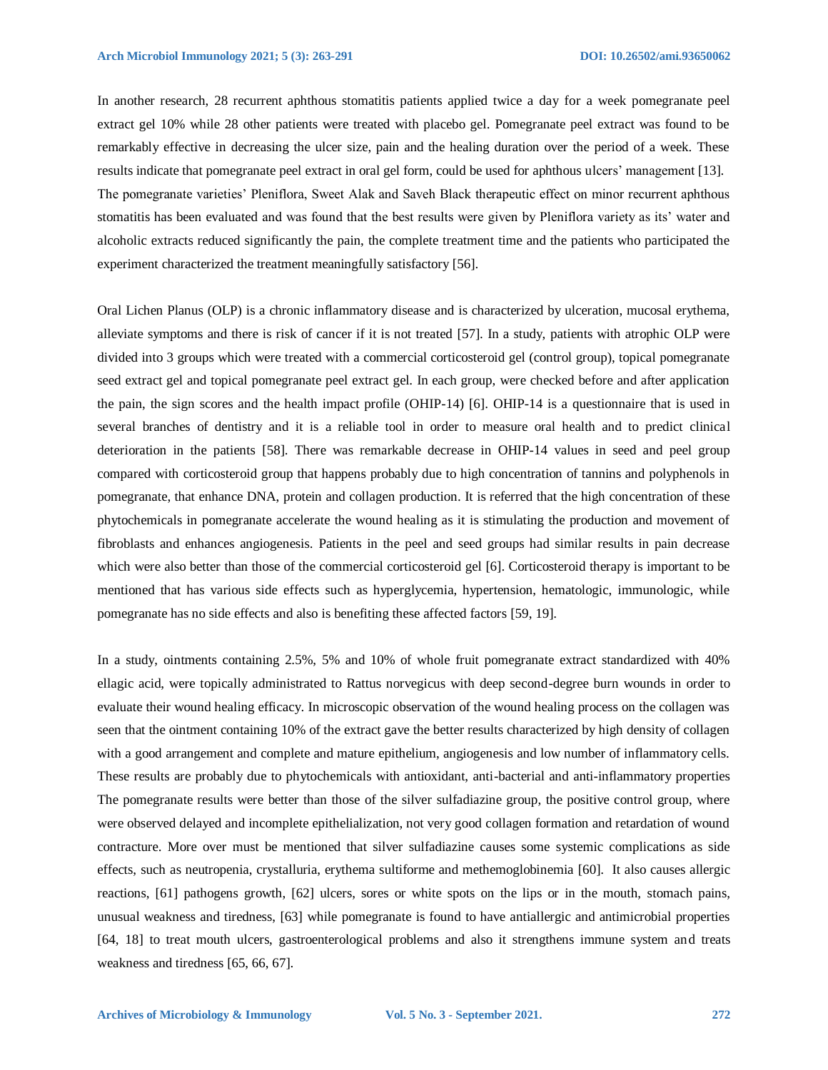In another research, 28 recurrent aphthous stomatitis patients applied twice a day for a week pomegranate peel extract gel 10% while 28 other patients were treated with placebo gel. Pomegranate peel extract was found to be remarkably effective in decreasing the ulcer size, pain and the healing duration over the period of a week. These results indicate that pomegranate peel extract in oral gel form, could be used for aphthous ulcers' management [13]. The pomegranate varieties' Pleniflora, Sweet Alak and Saveh Black therapeutic effect on minor recurrent aphthous stomatitis has been evaluated and was found that the best results were given by Pleniflora variety as its' water and alcoholic extracts reduced significantly the pain, the complete treatment time and the patients who participated the experiment characterized the treatment meaningfully satisfactory [56].

Oral Lichen Planus (OLP) is a chronic inflammatory disease and is characterized by ulceration, mucosal erythema, alleviate symptoms and there is risk of cancer if it is not treated [57]. In a study, patients with atrophic OLP were divided into 3 groups which were treated with a commercial corticosteroid gel (control group), topical pomegranate seed extract gel and topical pomegranate peel extract gel. In each group, were checked before and after application the pain, the sign scores and the health impact profile (OHIP-14) [6]. OHIP-14 is a questionnaire that is used in several branches of dentistry and it is a reliable tool in order to measure oral health and to predict clinical deterioration in the patients [58]. There was remarkable decrease in OHIP-14 values in seed and peel group compared with corticosteroid group that happens probably due to high concentration of tannins and polyphenols in pomegranate, that enhance DNA, protein and collagen production. It is referred that the high concentration of these phytochemicals in pomegranate accelerate the wound healing as it is stimulating the production and movement of fibroblasts and enhances angiogenesis. Patients in the peel and seed groups had similar results in pain decrease which were also better than those of the commercial corticosteroid gel [6]. Corticosteroid therapy is important to be mentioned that has various side effects such as hyperglycemia, hypertension, hematologic, immunologic, while pomegranate has no side effects and also is benefiting these affected factors [59, 19].

In a study, ointments containing 2.5%, 5% and 10% of whole fruit pomegranate extract standardized with 40% ellagic acid, were topically administrated to Rattus norvegicus with deep second-degree burn wounds in order to evaluate their wound healing efficacy. In microscopic observation of the wound healing process on the collagen was seen that the ointment containing 10% of the extract gave the better results characterized by high density of collagen with a good arrangement and complete and mature epithelium, angiogenesis and low number of inflammatory cells. These results are probably due to phytochemicals with antioxidant, anti-bacterial and anti-inflammatory properties The pomegranate results were better than those of the silver sulfadiazine group, the positive control group, where were observed delayed and incomplete epithelialization, not very good collagen formation and retardation of wound contracture. More over must be mentioned that silver sulfadiazine causes some systemic complications as side effects, such as neutropenia, crystalluria, erythema sultiforme and methemoglobinemia [60]. It also causes allergic reactions, [61] pathogens growth, [62] ulcers, sores or white spots on the lips or in the mouth, stomach pains, unusual weakness and tiredness, [63] while pomegranate is found to have antiallergic and antimicrobial properties [64, 18] to treat mouth ulcers, gastroenterological problems and also it strengthens immune system and treats weakness and tiredness [65, 66, 67].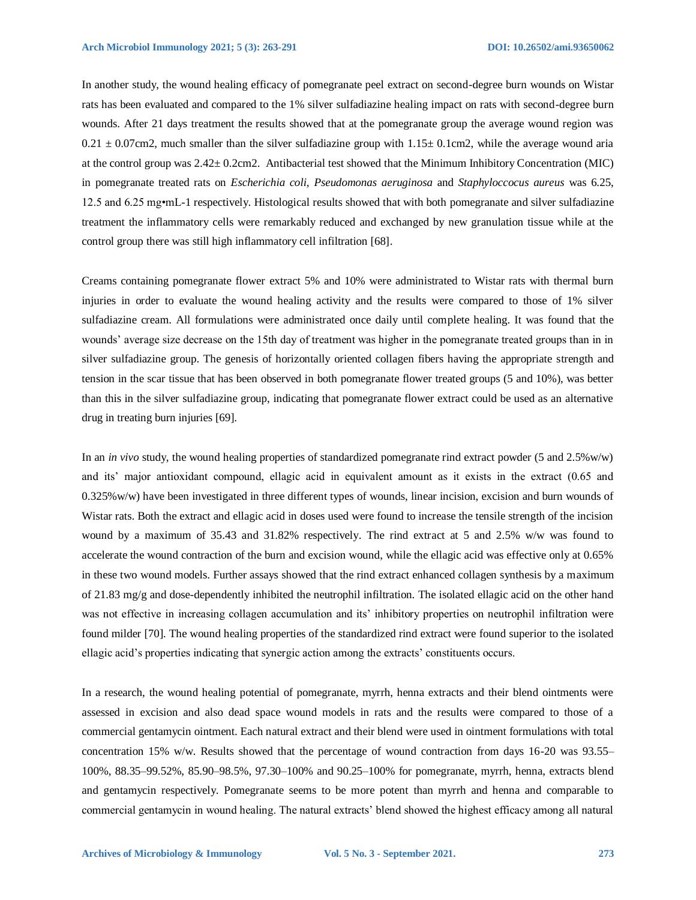In another study, the wound healing efficacy of pomegranate peel extract on second-degree burn wounds on Wistar rats has been evaluated and compared to the 1% silver sulfadiazine healing impact on rats with second-degree burn wounds. After 21 days treatment the results showed that at the pomegranate group the average wound region was $0.21 \pm 0.07$cm2, much smaller than the silver sulfadiazine group with $1.15\pm 0.1$cm2, while the average wound aria at the control group was $2.42\pm 0.2$cm2. Antibacterial test showed that the Minimum Inhibitory Concentration (MIC) in pomegranate treated rats on *Escherichia coli, Pseudomonas aeruginosa* and *Staphyloccocus aureus* was 6.25, 12.5 and 6.25 mg•mL-1 respectively. Histological results showed that with both pomegranate and silver sulfadiazine treatment the inflammatory cells were remarkably reduced and exchanged by new granulation tissue while at the control group there was still high inflammatory cell infiltration [68].

Creams containing pomegranate flower extract 5% and 10% were administrated to Wistar rats with thermal burn injuries in order to evaluate the wound healing activity and the results were compared to those of 1% silver sulfadiazine cream. All formulations were administrated once daily until complete healing. It was found that the wounds' average size decrease on the 15th day of treatment was higher in the pomegranate treated groups than in in silver sulfadiazine group. The genesis of horizontally oriented collagen fibers having the appropriate strength and tension in the scar tissue that has been observed in both pomegranate flower treated groups (5 and 10%), was better than this in the silver sulfadiazine group, indicating that pomegranate flower extract could be used as an alternative drug in treating burn injuries [69].

In an *in vivo* study, the wound healing properties of standardized pomegranate rind extract powder (5 and 2.5%w/w) and its' major antioxidant compound, ellagic acid in equivalent amount as it exists in the extract (0.65 and 0.325%w/w) have been investigated in three different types of wounds, linear incision, excision and burn wounds of Wistar rats. Both the extract and ellagic acid in doses used were found to increase the tensile strength of the incision wound by a maximum of 35.43 and 31.82% respectively. The rind extract at 5 and 2.5% w/w was found to accelerate the wound contraction of the burn and excision wound, while the ellagic acid was effective only at 0.65% in these two wound models. Further assays showed that the rind extract enhanced collagen synthesis by a maximum of 21.83 mg/g and dose-dependently inhibited the neutrophil infiltration. The isolated ellagic acid on the other hand was not effective in increasing collagen accumulation and its' inhibitory properties on neutrophil infiltration were found milder [70]. The wound healing properties of the standardized rind extract were found superior to the isolated ellagic acid's properties indicating that synergic action among the extracts' constituents occurs.

In a research, the wound healing potential of pomegranate, myrrh, henna extracts and their blend ointments were assessed in excision and also dead space wound models in rats and the results were compared to those of a commercial gentamycin ointment. Each natural extract and their blend were used in ointment formulations with total concentration 15% w/w. Results showed that the percentage of wound contraction from days 16-20 was 93.55–100%, 88.35–99.52%, 85.90–98.5%, 97.30–100% and 90.25–100% for pomegranate, myrrh, henna, extracts blend and gentamycin respectively. Pomegranate seems to be more potent than myrrh and henna and comparable to commercial gentamycin in wound healing. The natural extracts' blend showed the highest efficacy among all natural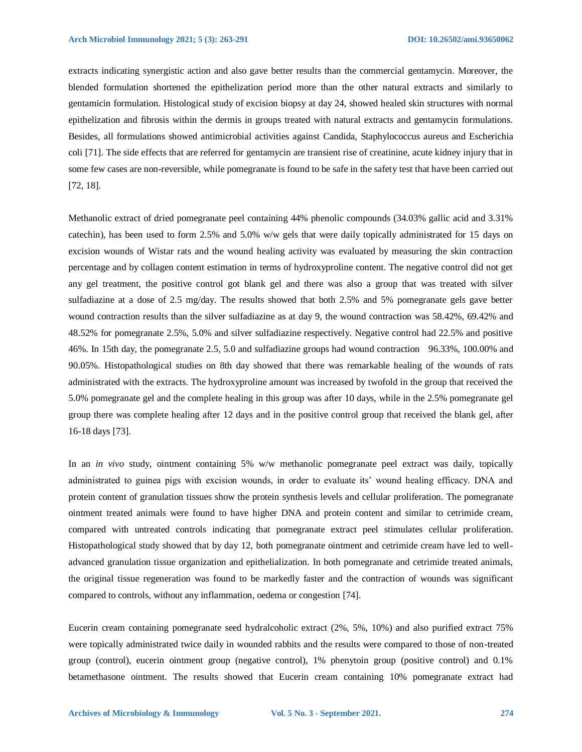extracts indicating synergistic action and also gave better results than the commercial gentamycin. Moreover, the blended formulation shortened the epithelization period more than the other natural extracts and similarly to gentamicin formulation. Histological study of excision biopsy at day 24, showed healed skin structures with normal epithelization and fibrosis within the dermis in groups treated with natural extracts and gentamycin formulations. Besides, all formulations showed antimicrobial activities against Candida, Staphylococcus aureus and Escherichia coli [71]. The side effects that are referred for gentamycin are transient rise of creatinine, acute kidney injury that in some few cases are non-reversible, while pomegranate is found to be safe in the safety test that have been carried out [72, 18].

Methanolic extract of dried pomegranate peel containing 44% phenolic compounds (34.03% gallic acid and 3.31% catechin), has been used to form 2.5% and 5.0% w/w gels that were daily topically administrated for 15 days on excision wounds of Wistar rats and the wound healing activity was evaluated by measuring the skin contraction percentage and by collagen content estimation in terms of hydroxyproline content. The negative control did not get any gel treatment, the positive control got blank gel and there was also a group that was treated with silver sulfadiazine at a dose of 2.5 mg/day. The results showed that both 2.5% and 5% pomegranate gels gave better wound contraction results than the silver sulfadiazine as at day 9, the wound contraction was 58.42%, 69.42% and 48.52% for pomegranate 2.5%, 5.0% and silver sulfadiazine respectively. Negative control had 22.5% and positive 46%. In 15th day, the pomegranate 2.5, 5.0 and sulfadiazine groups had wound contraction 96.33%, 100.00% and 90.05%. Histopathological studies on 8th day showed that there was remarkable healing of the wounds of rats administrated with the extracts. The hydroxyproline amount was increased by twofold in the group that received the 5.0% pomegranate gel and the complete healing in this group was after 10 days, while in the 2.5% pomegranate gel group there was complete healing after 12 days and in the positive control group that received the blank gel, after 16-18 days [73].

In an *in vivo* study, ointment containing 5% w/w methanolic pomegranate peel extract was daily, topically administrated to guinea pigs with excision wounds, in order to evaluate its' wound healing efficacy. DNA and protein content of granulation tissues show the protein synthesis levels and cellular proliferation. The pomegranate ointment treated animals were found to have higher DNA and protein content and similar to cetrimide cream, compared with untreated controls indicating that pomegranate extract peel stimulates cellular proliferation. Histopathological study showed that by day 12, both pomegranate ointment and cetrimide cream have led to well-advanced granulation tissue organization and epithelialization. In both pomegranate and cetrimide treated animals, the original tissue regeneration was found to be markedly faster and the contraction of wounds was significant compared to controls, without any inflammation, oedema or congestion [74].

Eucerin cream containing pomegranate seed hydralcoholic extract (2%, 5%, 10%) and also purified extract 75% were topically administrated twice daily in wounded rabbits and the results were compared to those of non-treated group (control), eucerin ointment group (negative control), 1% phenytoin group (positive control) and 0.1% betamethasone ointment. The results showed that Eucerin cream containing 10% pomegranate extract had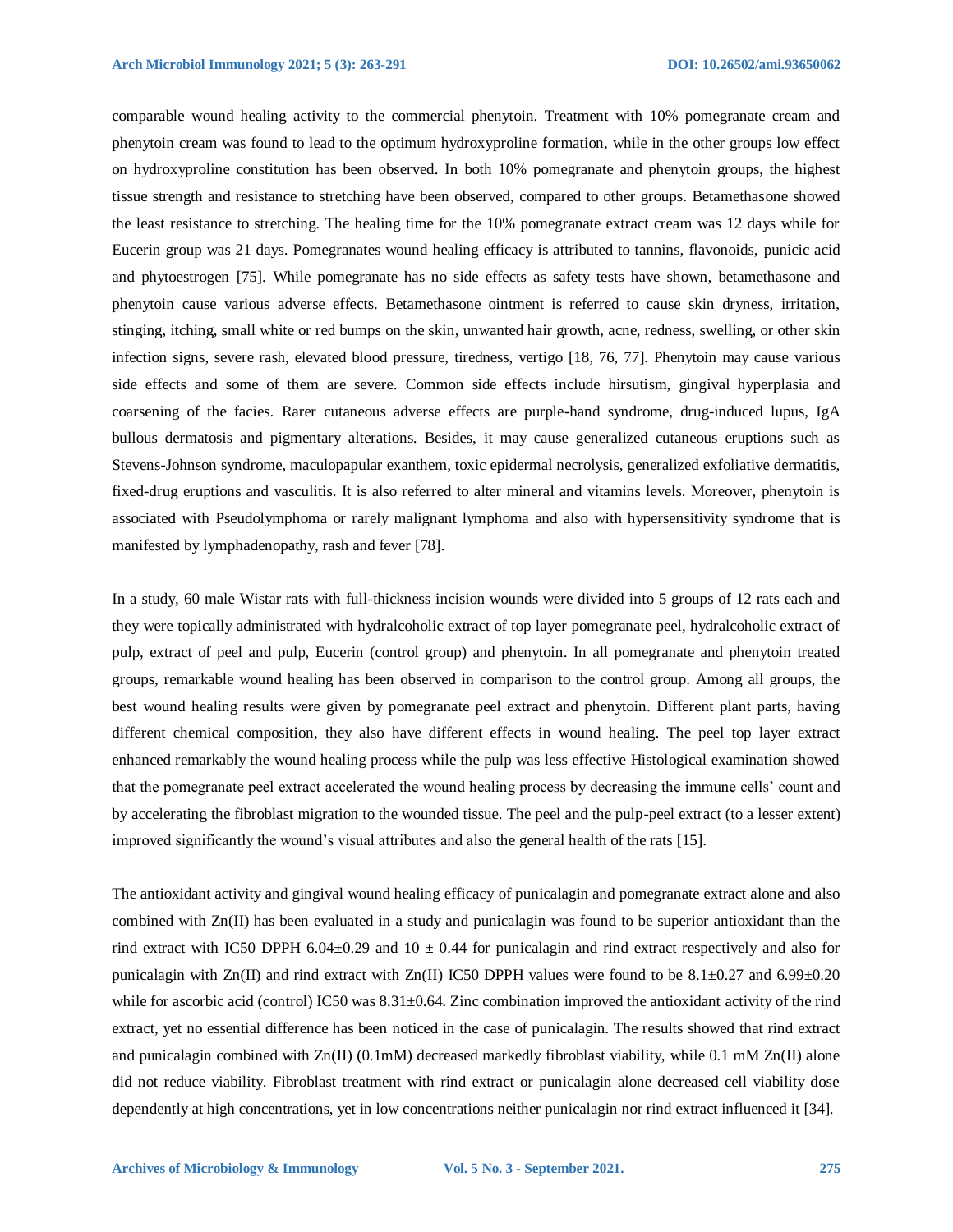comparable wound healing activity to the commercial phenytoin. Treatment with 10% pomegranate cream and phenytoin cream was found to lead to the optimum hydroxyproline formation, while in the other groups low effect on hydroxyproline constitution has been observed. In both 10% pomegranate and phenytoin groups, the highest tissue strength and resistance to stretching have been observed, compared to other groups. Betamethasone showed the least resistance to stretching. The healing time for the 10% pomegranate extract cream was 12 days while for Eucerin group was 21 days. Pomegranates wound healing efficacy is attributed to tannins, flavonoids, punicic acid and phytoestrogen [75]. While pomegranate has no side effects as safety tests have shown, betamethasone and phenytoin cause various adverse effects. Betamethasone ointment is referred to cause skin dryness, irritation, stinging, itching, small white or red bumps on the skin, unwanted hair growth, acne, redness, swelling, or other skin infection signs, severe rash, elevated blood pressure, tiredness, vertigo [18, 76, 77]. Phenytoin may cause various side effects and some of them are severe. Common side effects include hirsutism, gingival hyperplasia and coarsening of the facies. Rarer cutaneous adverse effects are purple-hand syndrome, drug-induced lupus, IgA bullous dermatosis and pigmentary alterations. Besides, it may cause generalized cutaneous eruptions such as Stevens-Johnson syndrome, maculopapular exanthem, toxic epidermal necrolysis, generalized exfoliative dermatitis, fixed-drug eruptions and vasculitis. It is also referred to alter mineral and vitamins levels. Moreover, phenytoin is associated with Pseudolymphoma or rarely malignant lymphoma and also with hypersensitivity syndrome that is manifested by lymphadenopathy, rash and fever [78].

In a study, 60 male Wistar rats with full-thickness incision wounds were divided into 5 groups of 12 rats each and they were topically administrated with hydralcoholic extract of top layer pomegranate peel, hydralcoholic extract of pulp, extract of peel and pulp, Eucerin (control group) and phenytoin. In all pomegranate and phenytoin treated groups, remarkable wound healing has been observed in comparison to the control group. Among all groups, the best wound healing results were given by pomegranate peel extract and phenytoin. Different plant parts, having different chemical composition, they also have different effects in wound healing. The peel top layer extract enhanced remarkably the wound healing process while the pulp was less effective Histological examination showed that the pomegranate peel extract accelerated the wound healing process by decreasing the immune cells' count and by accelerating the fibroblast migration to the wounded tissue. The peel and the pulp-peel extract (to a lesser extent) improved significantly the wound's visual attributes and also the general health of the rats [15].

The antioxidant activity and gingival wound healing efficacy of punicalagin and pomegranate extract alone and also combined with Zn(II) has been evaluated in a study and punicalagin was found to be superior antioxidant than the rind extract with IC50 DPPH $6.04 \pm 0.29$ and $10 \pm 0.44$ for punicalagin and rind extract respectively and also for punicalagin with Zn(II) and rind extract with Zn(II) IC50 DPPH values were found to be $8.1 \pm 0.27$ and $6.99 \pm 0.20$ while for ascorbic acid (control) IC50 was $8.31 \pm 0.64$. Zinc combination improved the antioxidant activity of the rind extract, yet no essential difference has been noticed in the case of punicalagin. The results showed that rind extract and punicalagin combined with Zn(II) (0.1mM) decreased markedly fibroblast viability, while 0.1 mM Zn(II) alone did not reduce viability. Fibroblast treatment with rind extract or punicalagin alone decreased cell viability dose dependently at high concentrations, yet in low concentrations neither punicalagin nor rind extract influenced it [34].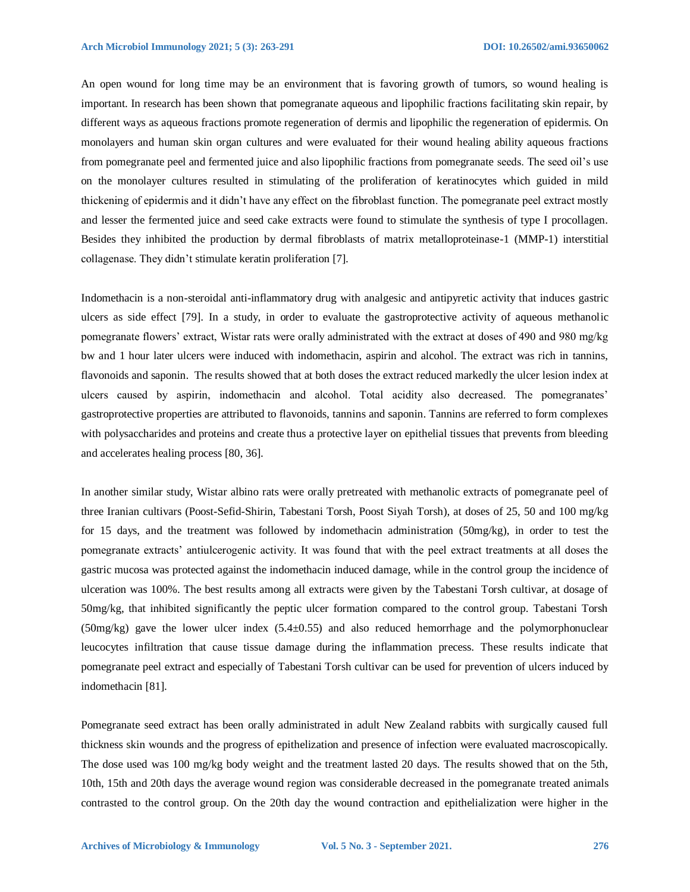An open wound for long time may be an environment that is favoring growth of tumors, so wound healing is important. In research has been shown that pomegranate aqueous and lipophilic fractions facilitating skin repair, by different ways as aqueous fractions promote regeneration of dermis and lipophilic the regeneration of epidermis. On monolayers and human skin organ cultures and were evaluated for their wound healing ability aqueous fractions from pomegranate peel and fermented juice and also lipophilic fractions from pomegranate seeds. The seed oil's use on the monolayer cultures resulted in stimulating of the proliferation of keratinocytes which guided in mild thickening of epidermis and it didn't have any effect on the fibroblast function. The pomegranate peel extract mostly and lesser the fermented juice and seed cake extracts were found to stimulate the synthesis of type I procollagen. Besides they inhibited the production by dermal fibroblasts of matrix metalloproteinase-1 (MMP-1) interstitial collagenase. They didn't stimulate keratin proliferation [7].

Indomethacin is a non-steroidal anti-inflammatory drug with analgesic and antipyretic activity that induces gastric ulcers as side effect [79]. In a study, in order to evaluate the gastroprotective activity of aqueous methanolic pomegranate flowers' extract, Wistar rats were orally administrated with the extract at doses of 490 and 980 mg/kg bw and 1 hour later ulcers were induced with indomethacin, aspirin and alcohol. The extract was rich in tannins, flavonoids and saponin. The results showed that at both doses the extract reduced markedly the ulcer lesion index at ulcers caused by aspirin, indomethacin and alcohol. Total acidity also decreased. The pomegranates' gastroprotective properties are attributed to flavonoids, tannins and saponin. Tannins are referred to form complexes with polysaccharides and proteins and create thus a protective layer on epithelial tissues that prevents from bleeding and accelerates healing process [80, 36].

In another similar study, Wistar albino rats were orally pretreated with methanolic extracts of pomegranate peel of three Iranian cultivars (Poost-Sefid-Shirin, Tabestani Torsh, Poost Siyah Torsh), at doses of 25, 50 and 100 mg/kg for 15 days, and the treatment was followed by indomethacin administration (50mg/kg), in order to test the pomegranate extracts' antiulcerogenic activity. It was found that with the peel extract treatments at all doses the gastric mucosa was protected against the indomethacin induced damage, while in the control group the incidence of ulceration was 100%. The best results among all extracts were given by the Tabestani Torsh cultivar, at dosage of 50mg/kg, that inhibited significantly the peptic ulcer formation compared to the control group. Tabestani Torsh (50mg/kg) gave the lower ulcer index ($5.4 \pm 0.55$) and also reduced hemorrhage and the polymorphonuclear leucocytes infiltration that cause tissue damage during the inflammation precess. These results indicate that pomegranate peel extract and especially of Tabestani Torsh cultivar can be used for prevention of ulcers induced by indomethacin [81].

Pomegranate seed extract has been orally administrated in adult New Zealand rabbits with surgically caused full thickness skin wounds and the progress of epithelization and presence of infection were evaluated macroscopically. The dose used was 100 mg/kg body weight and the treatment lasted 20 days. The results showed that on the 5th, 10th, 15th and 20th days the average wound region was considerable decreased in the pomegranate treated animals contrasted to the control group. On the 20th day the wound contraction and epithelialization were higher in the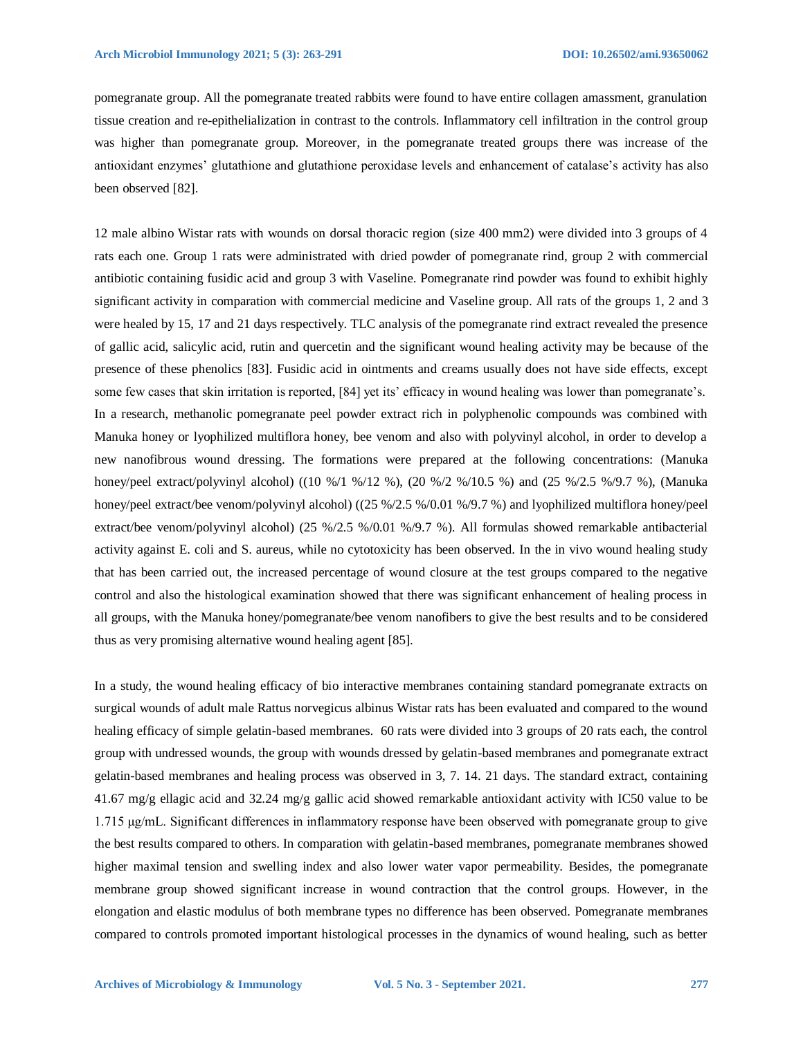pomegranate group. All the pomegranate treated rabbits were found to have entire collagen amassment, granulation tissue creation and re-epithelialization in contrast to the controls. Inflammatory cell infiltration in the control group was higher than pomegranate group. Moreover, in the pomegranate treated groups there was increase of the antioxidant enzymes' glutathione and glutathione peroxidase levels and enhancement of catalase's activity has also been observed [82].

12 male albino Wistar rats with wounds on dorsal thoracic region (size 400 mm2) were divided into 3 groups of 4 rats each one. Group 1 rats were administrated with dried powder of pomegranate rind, group 2 with commercial antibiotic containing fusidic acid and group 3 with Vaseline. Pomegranate rind powder was found to exhibit highly significant activity in comparation with commercial medicine and Vaseline group. All rats of the groups 1, 2 and 3 were healed by 15, 17 and 21 days respectively. TLC analysis of the pomegranate rind extract revealed the presence of gallic acid, salicylic acid, rutin and quercetin and the significant wound healing activity may be because of the presence of these phenolics [83]. Fusidic acid in ointments and creams usually does not have side effects, except some few cases that skin irritation is reported, [84] yet its' efficacy in wound healing was lower than pomegranate's. In a research, methanolic pomegranate peel powder extract rich in polyphenolic compounds was combined with Manuka honey or lyophilized multiflora honey, bee venom and also with polyvinyl alcohol, in order to develop a new nanofibrous wound dressing. The formations were prepared at the following concentrations: (Manuka honey/peel extract/polyvinyl alcohol) ((10 %/1 %/12 %), (20 %/2 %/10.5 %) and (25 %/2.5 %/9.7 %), (Manuka honey/peel extract/bee venom/polyvinyl alcohol) ((25 %/2.5 %/0.01 %/9.7 %) and lyophilized multiflora honey/peel extract/bee venom/polyvinyl alcohol) (25 %/2.5 %/0.01 %/9.7 %). All formulas showed remarkable antibacterial activity against E. coli and S. aureus, while no cytotoxicity has been observed. In the in vivo wound healing study that has been carried out, the increased percentage of wound closure at the test groups compared to the negative control and also the histological examination showed that there was significant enhancement of healing process in all groups, with the Manuka honey/pomegranate/bee venom nanofibers to give the best results and to be considered thus as very promising alternative wound healing agent [85].

In a study, the wound healing efficacy of bio interactive membranes containing standard pomegranate extracts on surgical wounds of adult male Rattus norvegicus albinus Wistar rats has been evaluated and compared to the wound healing efficacy of simple gelatin-based membranes. 60 rats were divided into 3 groups of 20 rats each, the control group with undressed wounds, the group with wounds dressed by gelatin-based membranes and pomegranate extract gelatin-based membranes and healing process was observed in 3, 7. 14. 21 days. The standard extract, containing 41.67 mg/g ellagic acid and 32.24 mg/g gallic acid showed remarkable antioxidant activity with IC50 value to be 1.715 μg/mL. Significant differences in inflammatory response have been observed with pomegranate group to give the best results compared to others. In comparation with gelatin-based membranes, pomegranate membranes showed higher maximal tension and swelling index and also lower water vapor permeability. Besides, the pomegranate membrane group showed significant increase in wound contraction that the control groups. However, in the elongation and elastic modulus of both membrane types no difference has been observed. Pomegranate membranes compared to controls promoted important histological processes in the dynamics of wound healing, such as better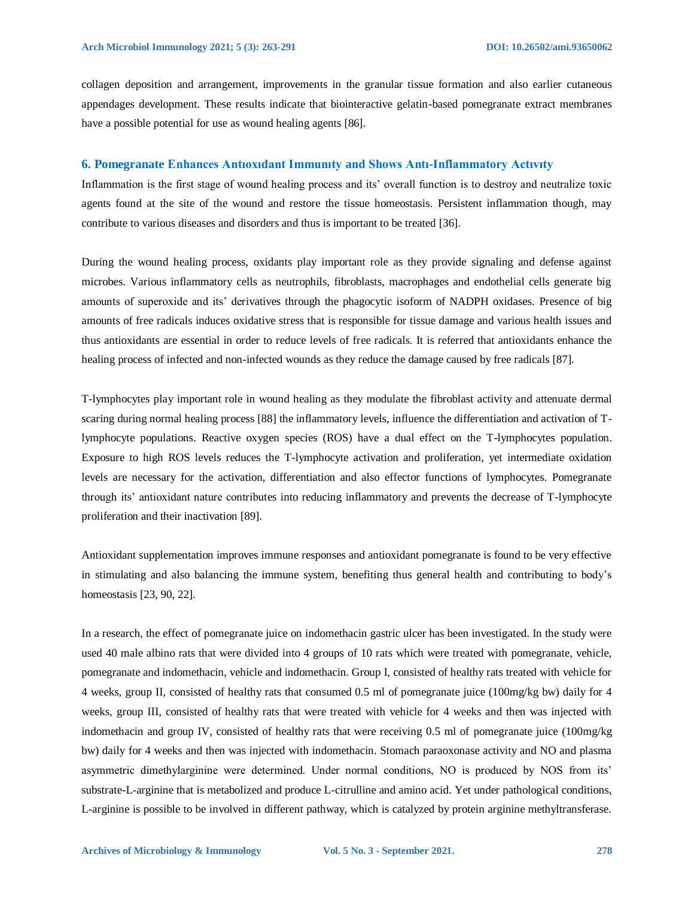collagen deposition and arrangement, improvements in the granular tissue formation and also earlier cutaneous appendages development. These results indicate that biointeractive gelatin-based pomegranate extract membranes have a possible potential for use as wound healing agents [86].

## 6. Pomegranate Enhances Antıoxıdant Immunıty and Shows Antı-Inflammatory Actıvıty

Inflammation is the first stage of wound healing process and its' overall function is to destroy and neutralize toxic agents found at the site of the wound and restore the tissue homeostasis. Persistent inflammation though, may contribute to various diseases and disorders and thus is important to be treated [36].

During the wound healing process, oxidants play important role as they provide signaling and defense against microbes. Various inflammatory cells as neutrophils, fibroblasts, macrophages and endothelial cells generate big amounts of superoxide and its' derivatives through the phagocytic isoform of NADPH oxidases. Presence of big amounts of free radicals induces oxidative stress that is responsible for tissue damage and various health issues and thus antioxidants are essential in order to reduce levels of free radicals. It is referred that antioxidants enhance the healing process of infected and non-infected wounds as they reduce the damage caused by free radicals [87].

T-lymphocytes play important role in wound healing as they modulate the fibroblast activity and attenuate dermal scaring during normal healing process [88] the inflammatory levels, influence the differentiation and activation of T-lymphocyte populations. Reactive oxygen species (ROS) have a dual effect on the T-lymphocytes population. Exposure to high ROS levels reduces the T-lymphocyte activation and proliferation, yet intermediate oxidation levels are necessary for the activation, differentiation and also effector functions of lymphocytes. Pomegranate through its' antioxidant nature contributes into reducing inflammatory and prevents the decrease of T-lymphocyte proliferation and their inactivation [89].

Antioxidant supplementation improves immune responses and antioxidant pomegranate is found to be very effective in stimulating and also balancing the immune system, benefiting thus general health and contributing to body's homeostasis [23, 90, 22].

In a research, the effect of pomegranate juice on indomethacin gastric ulcer has been investigated. In the study were used 40 male albino rats that were divided into 4 groups of 10 rats which were treated with pomegranate, vehicle, pomegranate and indomethacin, vehicle and indomethacin. Group I, consisted of healthy rats treated with vehicle for 4 weeks, group II, consisted of healthy rats that consumed 0.5 ml of pomegranate juice (100mg/kg bw) daily for 4 weeks, group III, consisted of healthy rats that were treated with vehicle for 4 weeks and then was injected with indomethacin and group IV, consisted of healthy rats that were receiving 0.5 ml of pomegranate juice (100mg/kg bw) daily for 4 weeks and then was injected with indomethacin. Stomach paraoxonase activity and NO and plasma asymmetric dimethylarginine were determined. Under normal conditions, NO is produced by NOS from its' substrate-L-arginine that is metabolized and produce L-citrulline and amino acid. Yet under pathological conditions, L-arginine is possible to be involved in different pathway, which is catalyzed by protein arginine methyltransferase.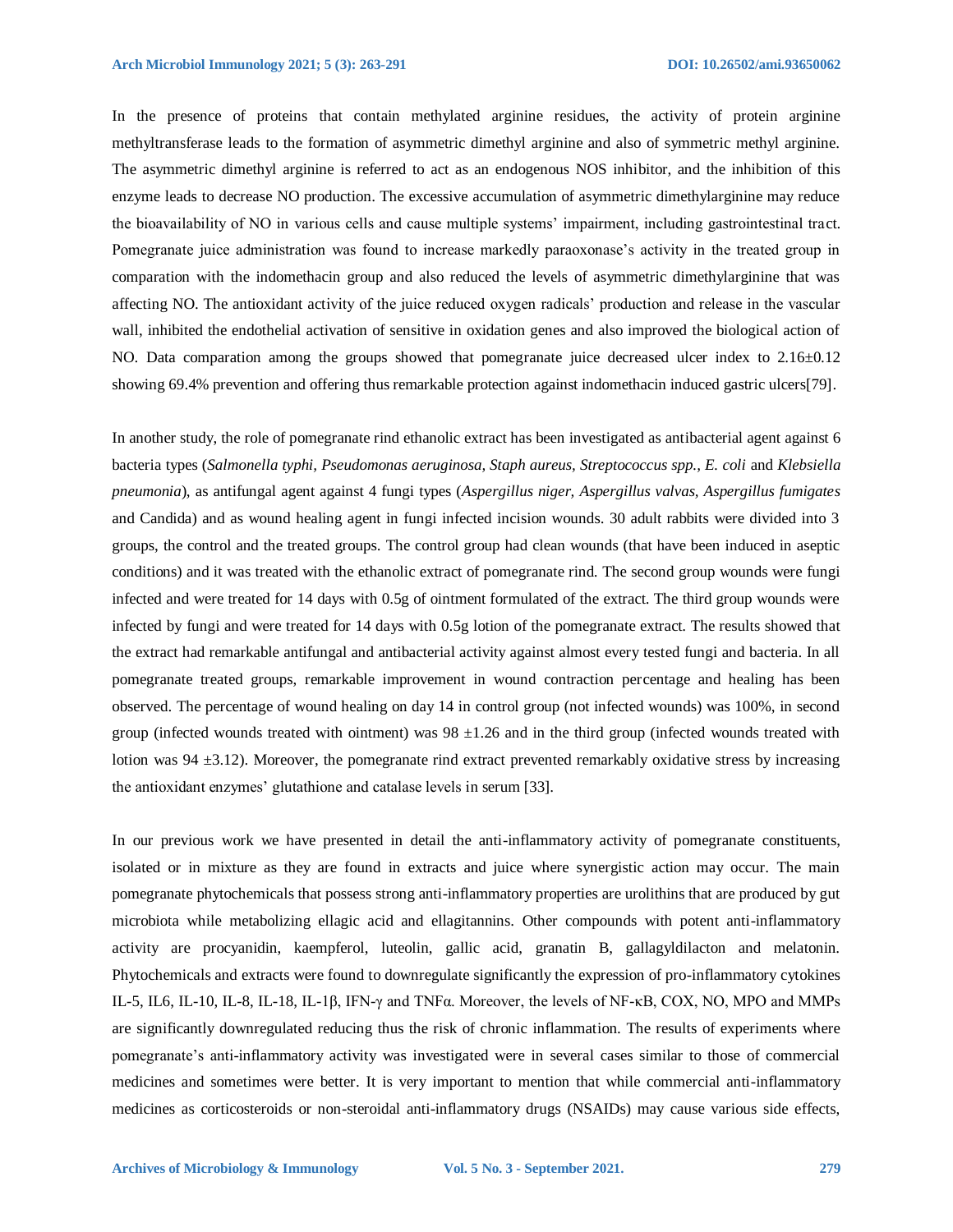In the presence of proteins that contain methylated arginine residues, the activity of protein arginine methyltransferase leads to the formation of asymmetric dimethyl arginine and also of symmetric methyl arginine. The asymmetric dimethyl arginine is referred to act as an endogenous NOS inhibitor, and the inhibition of this enzyme leads to decrease NO production. The excessive accumulation of asymmetric dimethylarginine may reduce the bioavailability of NO in various cells and cause multiple systems' impairment, including gastrointestinal tract. Pomegranate juice administration was found to increase markedly paraoxonase's activity in the treated group in comparation with the indomethacin group and also reduced the levels of asymmetric dimethylarginine that was affecting NO. The antioxidant activity of the juice reduced oxygen radicals' production and release in the vascular wall, inhibited the endothelial activation of sensitive in oxidation genes and also improved the biological action of NO. Data comparation among the groups showed that pomegranate juice decreased ulcer index to 2.16±0.12 showing 69.4% prevention and offering thus remarkable protection against indomethacin induced gastric ulcers[79].

In another study, the role of pomegranate rind ethanolic extract has been investigated as antibacterial agent against 6 bacteria types (*Salmonella typhi, Pseudomonas aeruginosa, Staph aureus, Streptococcus spp., E. coli* and *Klebsiella pneumonia*), as antifungal agent against 4 fungi types (*Aspergillus niger, Aspergillus valvas, Aspergillus fumigates* and Candida) and as wound healing agent in fungi infected incision wounds. 30 adult rabbits were divided into 3 groups, the control and the treated groups. The control group had clean wounds (that have been induced in aseptic conditions) and it was treated with the ethanolic extract of pomegranate rind. The second group wounds were fungi infected and were treated for 14 days with 0.5g of ointment formulated of the extract. The third group wounds were infected by fungi and were treated for 14 days with 0.5g lotion of the pomegranate extract. The results showed that the extract had remarkable antifungal and antibacterial activity against almost every tested fungi and bacteria. In all pomegranate treated groups, remarkable improvement in wound contraction percentage and healing has been observed. The percentage of wound healing on day 14 in control group (not infected wounds) was 100%, in second group (infected wounds treated with ointment) was 98 ±1.26 and in the third group (infected wounds treated with lotion was 94 ±3.12). Moreover, the pomegranate rind extract prevented remarkably oxidative stress by increasing the antioxidant enzymes' glutathione and catalase levels in serum [33].

In our previous work we have presented in detail the anti-inflammatory activity of pomegranate constituents, isolated or in mixture as they are found in extracts and juice where synergistic action may occur. The main pomegranate phytochemicals that possess strong anti-inflammatory properties are urolithins that are produced by gut microbiota while metabolizing ellagic acid and ellagitannins. Other compounds with potent anti-inflammatory activity are procyanidin, kaempferol, luteolin, gallic acid, granatin B, gallagyldilacton and melatonin. Phytochemicals and extracts were found to downregulate significantly the expression of pro-inflammatory cytokines IL-5, IL6, IL-10, IL-8, IL-18, IL-1β, IFN-γ and TNFα. Moreover, the levels of NF-κB, COX, NO, MPO and MMPs are significantly downregulated reducing thus the risk of chronic inflammation. The results of experiments where pomegranate's anti-inflammatory activity was investigated were in several cases similar to those of commercial medicines and sometimes were better. It is very important to mention that while commercial anti-inflammatory medicines as corticosteroids or non-steroidal anti-inflammatory drugs (NSAIDs) may cause various side effects,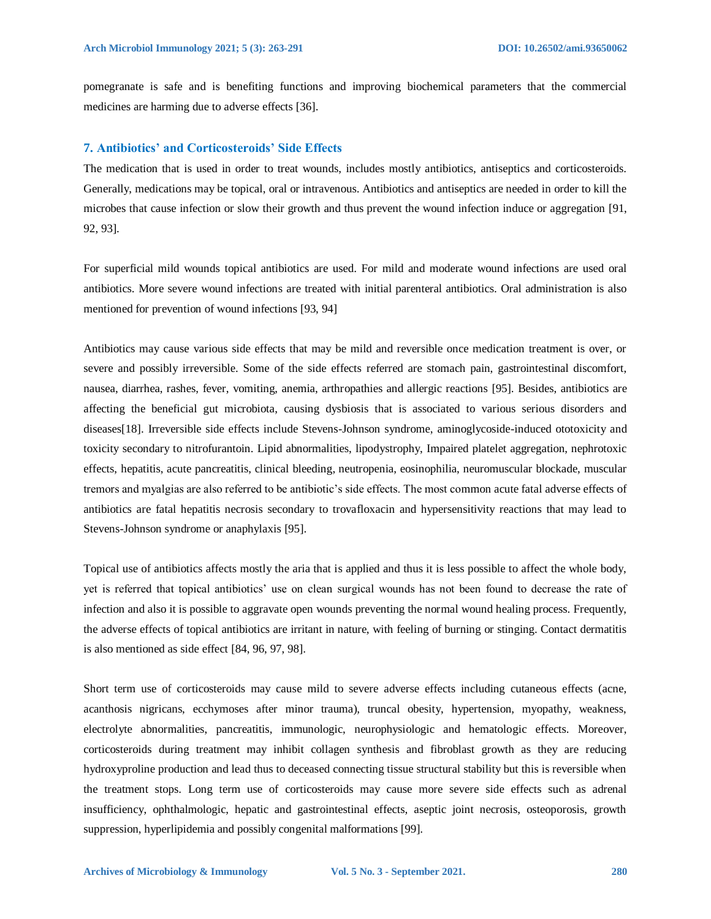pomegranate is safe and is benefiting functions and improving biochemical parameters that the commercial medicines are harming due to adverse effects [36].

## 7. Antibiotics' and Corticosteroids' Side Effects

The medication that is used in order to treat wounds, includes mostly antibiotics, antiseptics and corticosteroids. Generally, medications may be topical, oral or intravenous. Antibiotics and antiseptics are needed in order to kill the microbes that cause infection or slow their growth and thus prevent the wound infection induce or aggregation [91, 92, 93].

For superficial mild wounds topical antibiotics are used. For mild and moderate wound infections are used oral antibiotics. More severe wound infections are treated with initial parenteral antibiotics. Oral administration is also mentioned for prevention of wound infections [93, 94]

Antibiotics may cause various side effects that may be mild and reversible once medication treatment is over, or severe and possibly irreversible. Some of the side effects referred are stomach pain, gastrointestinal discomfort, nausea, diarrhea, rashes, fever, vomiting, anemia, arthropathies and allergic reactions [95]. Besides, antibiotics are affecting the beneficial gut microbiota, causing dysbiosis that is associated to various serious disorders and diseases[18]. Irreversible side effects include Stevens-Johnson syndrome, aminoglycoside-induced ototoxicity and toxicity secondary to nitrofurantoin. Lipid abnormalities, lipodystrophy, Impaired platelet aggregation, nephrotoxic effects, hepatitis, acute pancreatitis, clinical bleeding, neutropenia, eosinophilia, neuromuscular blockade, muscular tremors and myalgias are also referred to be antibiotic's side effects. The most common acute fatal adverse effects of antibiotics are fatal hepatitis necrosis secondary to trovafloxacin and hypersensitivity reactions that may lead to Stevens-Johnson syndrome or anaphylaxis [95].

Topical use of antibiotics affects mostly the aria that is applied and thus it is less possible to affect the whole body, yet is referred that topical antibiotics' use on clean surgical wounds has not been found to decrease the rate of infection and also it is possible to aggravate open wounds preventing the normal wound healing process. Frequently, the adverse effects of topical antibiotics are irritant in nature, with feeling of burning or stinging. Contact dermatitis is also mentioned as side effect [84, 96, 97, 98].

Short term use of corticosteroids may cause mild to severe adverse effects including cutaneous effects (acne, acanthosis nigricans, ecchymoses after minor trauma), truncal obesity, hypertension, myopathy, weakness, electrolyte abnormalities, pancreatitis, immunologic, neurophysiologic and hematologic effects. Moreover, corticosteroids during treatment may inhibit collagen synthesis and fibroblast growth as they are reducing hydroxyproline production and lead thus to deceased connecting tissue structural stability but this is reversible when the treatment stops. Long term use of corticosteroids may cause more severe side effects such as adrenal insufficiency, ophthalmologic, hepatic and gastrointestinal effects, aseptic joint necrosis, osteoporosis, growth suppression, hyperlipidemia and possibly congenital malformations [99].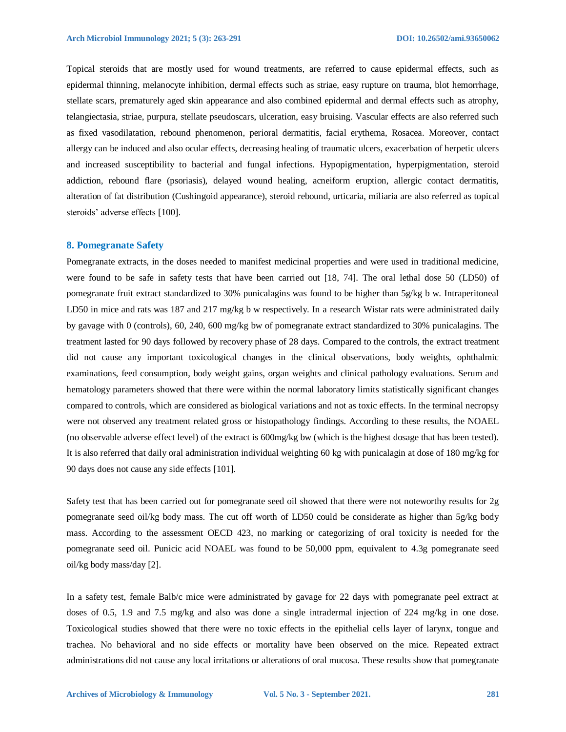Topical steroids that are mostly used for wound treatments, are referred to cause epidermal effects, such as epidermal thinning, melanocyte inhibition, dermal effects such as striae, easy rupture on trauma, blot hemorrhage, stellate scars, prematurely aged skin appearance and also combined epidermal and dermal effects such as atrophy, telangiectasia, striae, purpura, stellate pseudoscars, ulceration, easy bruising. Vascular effects are also referred such as fixed vasodilatation, rebound phenomenon, perioral dermatitis, facial erythema, Rosacea. Moreover, contact allergy can be induced and also ocular effects, decreasing healing of traumatic ulcers, exacerbation of herpetic ulcers and increased susceptibility to bacterial and fungal infections. Hypopigmentation, hyperpigmentation, steroid addiction, rebound flare (psoriasis), delayed wound healing, acneiform eruption, allergic contact dermatitis, alteration of fat distribution (Cushingoid appearance), steroid rebound, urticaria, miliaria are also referred as topical steroids' adverse effects [100].

## 8. Pomegranate Safety

Pomegranate extracts, in the doses needed to manifest medicinal properties and were used in traditional medicine, were found to be safe in safety tests that have been carried out [18, 74]. The oral lethal dose 50 (LD50) of pomegranate fruit extract standardized to 30% punicalagins was found to be higher than 5g/kg b w. Intraperitoneal LD50 in mice and rats was 187 and 217 mg/kg b w respectively. In a research Wistar rats were administrated daily by gavage with 0 (controls), 60, 240, 600 mg/kg bw of pomegranate extract standardized to 30% punicalagins. The treatment lasted for 90 days followed by recovery phase of 28 days. Compared to the controls, the extract treatment did not cause any important toxicological changes in the clinical observations, body weights, ophthalmic examinations, feed consumption, body weight gains, organ weights and clinical pathology evaluations. Serum and hematology parameters showed that there were within the normal laboratory limits statistically significant changes compared to controls, which are considered as biological variations and not as toxic effects. In the terminal necropsy were not observed any treatment related gross or histopathology findings. According to these results, the NOAEL (no observable adverse effect level) of the extract is 600mg/kg bw (which is the highest dosage that has been tested). It is also referred that daily oral administration individual weighting 60 kg with punicalagin at dose of 180 mg/kg for 90 days does not cause any side effects [101].

Safety test that has been carried out for pomegranate seed oil showed that there were not noteworthy results for 2g pomegranate seed oil/kg body mass. The cut off worth of LD50 could be considerate as higher than 5g/kg body mass. According to the assessment OECD 423, no marking or categorizing of oral toxicity is needed for the pomegranate seed oil. Punicic acid NOAEL was found to be 50,000 ppm, equivalent to 4.3g pomegranate seed oil/kg body mass/day [2].

In a safety test, female Balb/c mice were administrated by gavage for 22 days with pomegranate peel extract at doses of 0.5, 1.9 and 7.5 mg/kg and also was done a single intradermal injection of 224 mg/kg in one dose. Toxicological studies showed that there were no toxic effects in the epithelial cells layer of larynx, tongue and trachea. No behavioral and no side effects or mortality have been observed on the mice. Repeated extract administrations did not cause any local irritations or alterations of oral mucosa. These results show that pomegranate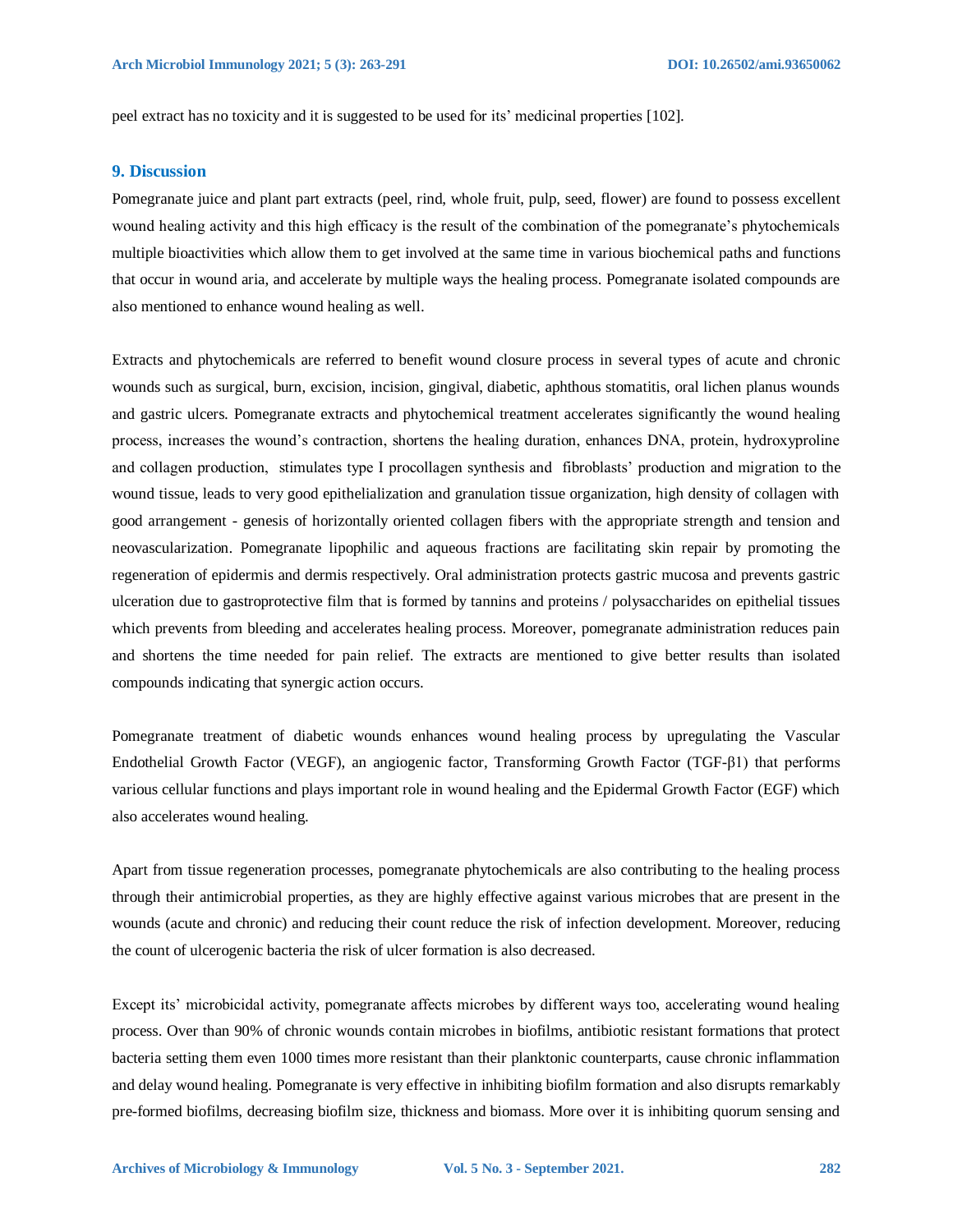peel extract has no toxicity and it is suggested to be used for its' medicinal properties [102].

## 9. Discussion

Pomegranate juice and plant part extracts (peel, rind, whole fruit, pulp, seed, flower) are found to possess excellent wound healing activity and this high efficacy is the result of the combination of the pomegranate's phytochemicals multiple bioactivities which allow them to get involved at the same time in various biochemical paths and functions that occur in wound aria, and accelerate by multiple ways the healing process. Pomegranate isolated compounds are also mentioned to enhance wound healing as well.

Extracts and phytochemicals are referred to benefit wound closure process in several types of acute and chronic wounds such as surgical, burn, excision, incision, gingival, diabetic, aphthous stomatitis, oral lichen planus wounds and gastric ulcers. Pomegranate extracts and phytochemical treatment accelerates significantly the wound healing process, increases the wound's contraction, shortens the healing duration, enhances DNA, protein, hydroxyproline and collagen production, stimulates type I procollagen synthesis and fibroblasts' production and migration to the wound tissue, leads to very good epithelialization and granulation tissue organization, high density of collagen with good arrangement - genesis of horizontally oriented collagen fibers with the appropriate strength and tension and neovascularization. Pomegranate lipophilic and aqueous fractions are facilitating skin repair by promoting the regeneration of epidermis and dermis respectively. Oral administration protects gastric mucosa and prevents gastric ulceration due to gastroprotective film that is formed by tannins and proteins / polysaccharides on epithelial tissues which prevents from bleeding and accelerates healing process. Moreover, pomegranate administration reduces pain and shortens the time needed for pain relief. The extracts are mentioned to give better results than isolated compounds indicating that synergic action occurs.

Pomegranate treatment of diabetic wounds enhances wound healing process by upregulating the Vascular Endothelial Growth Factor (VEGF), an angiogenic factor, Transforming Growth Factor (TGF-$\beta$1) that performs various cellular functions and plays important role in wound healing and the Epidermal Growth Factor (EGF) which also accelerates wound healing.

Apart from tissue regeneration processes, pomegranate phytochemicals are also contributing to the healing process through their antimicrobial properties, as they are highly effective against various microbes that are present in the wounds (acute and chronic) and reducing their count reduce the risk of infection development. Moreover, reducing the count of ulcerogenic bacteria the risk of ulcer formation is also decreased.

Except its' microbicidal activity, pomegranate affects microbes by different ways too, accelerating wound healing process. Over than 90% of chronic wounds contain microbes in biofilms, antibiotic resistant formations that protect bacteria setting them even 1000 times more resistant than their planktonic counterparts, cause chronic inflammation and delay wound healing. Pomegranate is very effective in inhibiting biofilm formation and also disrupts remarkably pre-formed biofilms, decreasing biofilm size, thickness and biomass. More over it is inhibiting quorum sensing and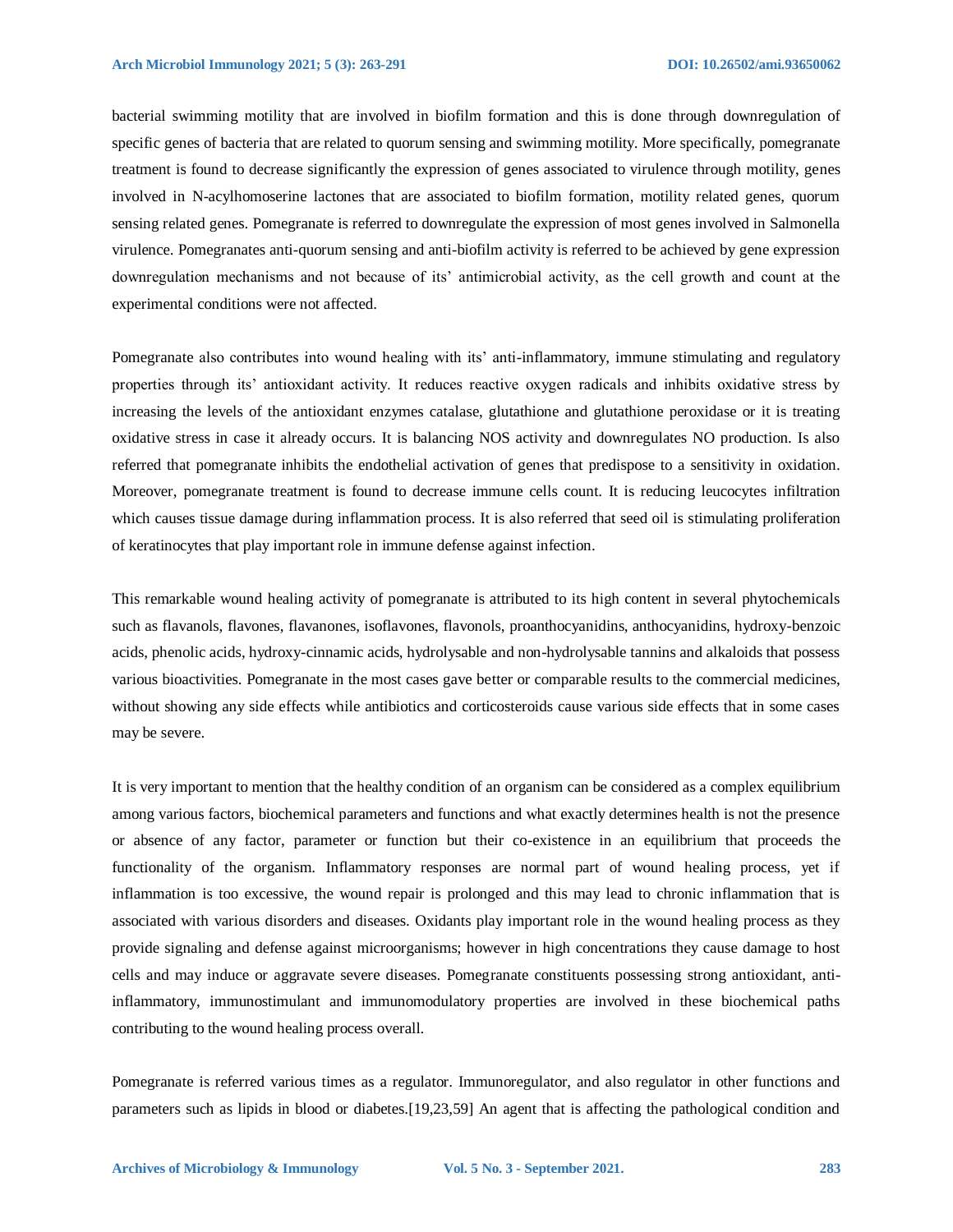bacterial swimming motility that are involved in biofilm formation and this is done through downregulation of specific genes of bacteria that are related to quorum sensing and swimming motility. More specifically, pomegranate treatment is found to decrease significantly the expression of genes associated to virulence through motility, genes involved in N-acylhomoserine lactones that are associated to biofilm formation, motility related genes, quorum sensing related genes. Pomegranate is referred to downregulate the expression of most genes involved in Salmonella virulence. Pomegranates anti-quorum sensing and anti-biofilm activity is referred to be achieved by gene expression downregulation mechanisms and not because of its' antimicrobial activity, as the cell growth and count at the experimental conditions were not affected.

Pomegranate also contributes into wound healing with its' anti-inflammatory, immune stimulating and regulatory properties through its' antioxidant activity. It reduces reactive oxygen radicals and inhibits oxidative stress by increasing the levels of the antioxidant enzymes catalase, glutathione and glutathione peroxidase or it is treating oxidative stress in case it already occurs. It is balancing NOS activity and downregulates NO production. Is also referred that pomegranate inhibits the endothelial activation of genes that predispose to a sensitivity in oxidation. Moreover, pomegranate treatment is found to decrease immune cells count. It is reducing leucocytes infiltration which causes tissue damage during inflammation process. It is also referred that seed oil is stimulating proliferation of keratinocytes that play important role in immune defense against infection.

This remarkable wound healing activity of pomegranate is attributed to its high content in several phytochemicals such as flavanols, flavones, flavanones, isoflavones, flavonols, proanthocyanidins, anthocyanidins, hydroxy-benzoic acids, phenolic acids, hydroxy-cinnamic acids, hydrolysable and non-hydrolysable tannins and alkaloids that possess various bioactivities. Pomegranate in the most cases gave better or comparable results to the commercial medicines, without showing any side effects while antibiotics and corticosteroids cause various side effects that in some cases may be severe.

It is very important to mention that the healthy condition of an organism can be considered as a complex equilibrium among various factors, biochemical parameters and functions and what exactly determines health is not the presence or absence of any factor, parameter or function but their co-existence in an equilibrium that proceeds the functionality of the organism. Inflammatory responses are normal part of wound healing process, yet if inflammation is too excessive, the wound repair is prolonged and this may lead to chronic inflammation that is associated with various disorders and diseases. Oxidants play important role in the wound healing process as they provide signaling and defense against microorganisms; however in high concentrations they cause damage to host cells and may induce or aggravate severe diseases. Pomegranate constituents possessing strong antioxidant, anti-inflammatory, immunostimulant and immunomodulatory properties are involved in these biochemical paths contributing to the wound healing process overall.

Pomegranate is referred various times as a regulator. Immunoregulator, and also regulator in other functions and parameters such as lipids in blood or diabetes.[19,23,59] An agent that is affecting the pathological condition and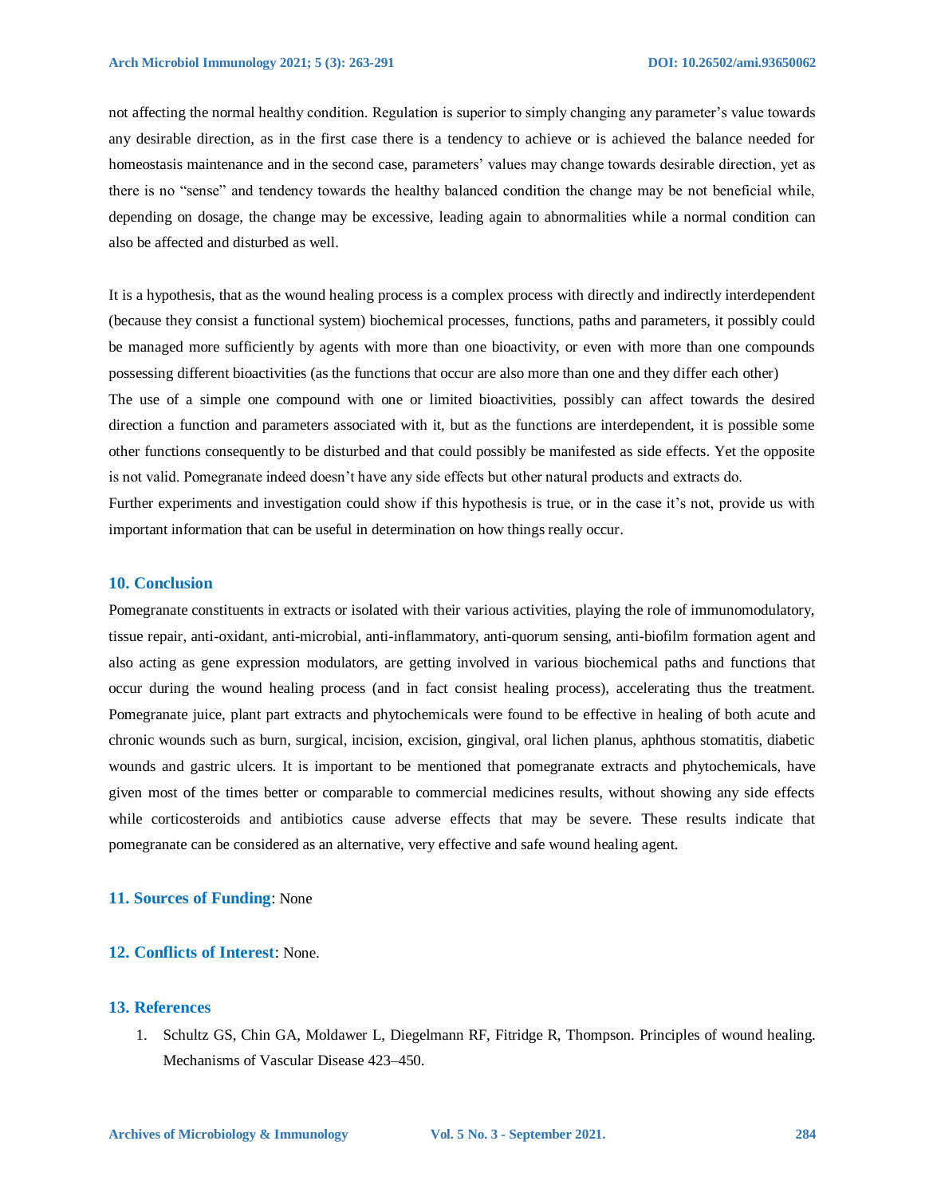not affecting the normal healthy condition. Regulation is superior to simply changing any parameter's value towards any desirable direction, as in the first case there is a tendency to achieve or is achieved the balance needed for homeostasis maintenance and in the second case, parameters' values may change towards desirable direction, yet as there is no "sense" and tendency towards the healthy balanced condition the change may be not beneficial while, depending on dosage, the change may be excessive, leading again to abnormalities while a normal condition can also be affected and disturbed as well.

It is a hypothesis, that as the wound healing process is a complex process with directly and indirectly interdependent (because they consist a functional system) biochemical processes, functions, paths and parameters, it possibly could be managed more sufficiently by agents with more than one bioactivity, or even with more than one compounds possessing different bioactivities (as the functions that occur are also more than one and they differ each other)
The use of a simple one compound with one or limited bioactivities, possibly can affect towards the desired direction a function and parameters associated with it, but as the functions are interdependent, it is possible some other functions consequently to be disturbed and that could possibly be manifested as side effects. Yet the opposite is not valid. Pomegranate indeed doesn't have any side effects but other natural products and extracts do.
Further experiments and investigation could show if this hypothesis is true, or in the case it's not, provide us with important information that can be useful in determination on how things really occur.

## 10. Conclusion

Pomegranate constituents in extracts or isolated with their various activities, playing the role of immunomodulatory, tissue repair, anti-oxidant, anti-microbial, anti-inflammatory, anti-quorum sensing, anti-biofilm formation agent and also acting as gene expression modulators, are getting involved in various biochemical paths and functions that occur during the wound healing process (and in fact consist healing process), accelerating thus the treatment. Pomegranate juice, plant part extracts and phytochemicals were found to be effective in healing of both acute and chronic wounds such as burn, surgical, incision, excision, gingival, oral lichen planus, aphthous stomatitis, diabetic wounds and gastric ulcers. It is important to be mentioned that pomegranate extracts and phytochemicals, have given most of the times better or comparable to commercial medicines results, without showing any side effects while corticosteroids and antibiotics cause adverse effects that may be severe. These results indicate that pomegranate can be considered as an alternative, very effective and safe wound healing agent.

## 11. Sources of Funding: None

## 12. Conflicts of Interest: None.

## 13. References

1. Schultz GS, Chin GA, Moldawer L, Diegelmann RF, Fitridge R, Thompson. Principles of wound healing. Mechanisms of Vascular Disease 423–450.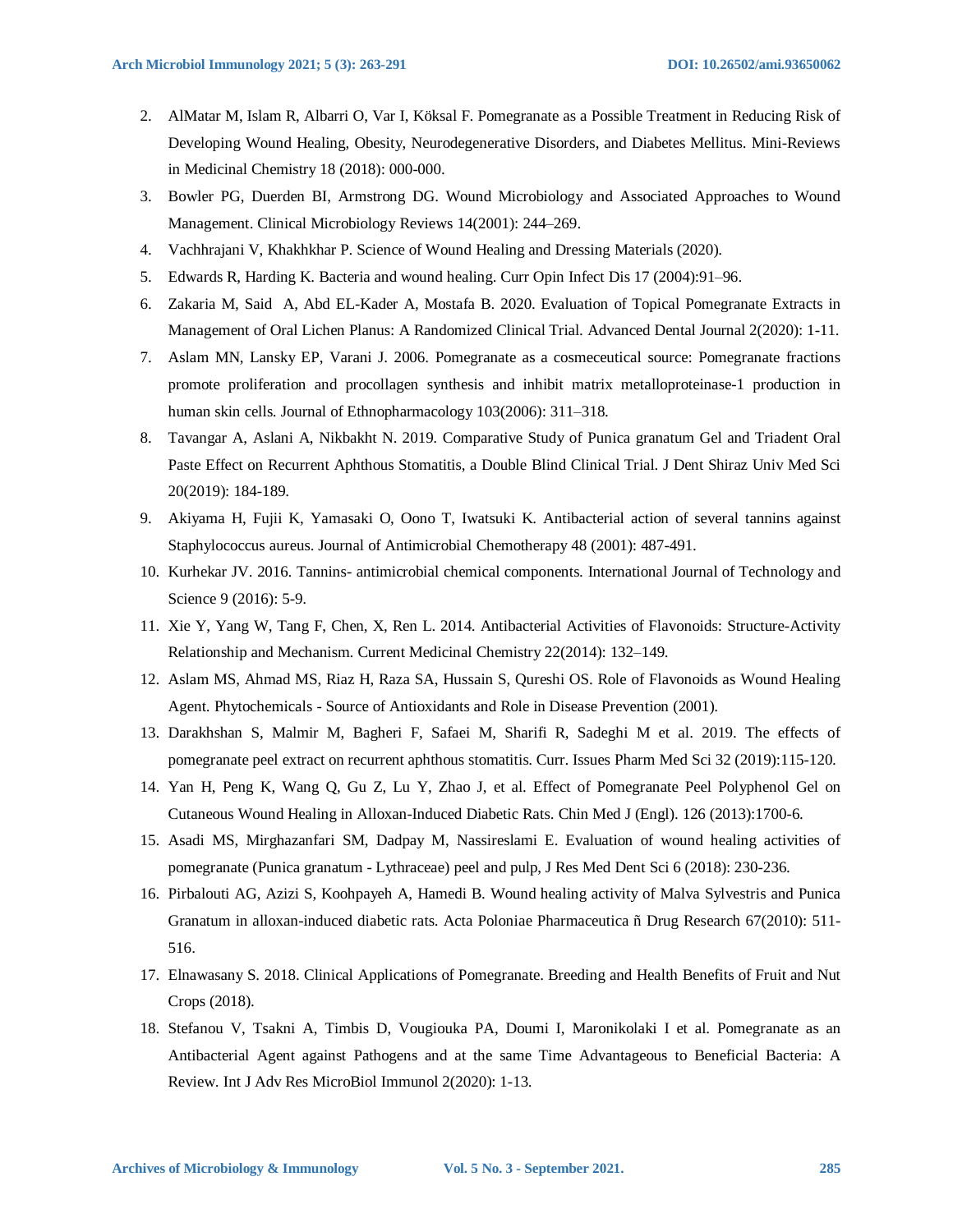2. AlMatar M, Islam R, Albarri O, Var I, Köksal F. Pomegranate as a Possible Treatment in Reducing Risk of Developing Wound Healing, Obesity, Neurodegenerative Disorders, and Diabetes Mellitus. Mini-Reviews in Medicinal Chemistry 18 (2018): 000-000.
3. Bowler PG, Duerden BI, Armstrong DG. Wound Microbiology and Associated Approaches to Wound Management. Clinical Microbiology Reviews 14(2001): 244–269.
4. Vachhrajani V, Khakhkhar P. Science of Wound Healing and Dressing Materials (2020).
5. Edwards R, Harding K. Bacteria and wound healing. Curr Opin Infect Dis 17 (2004):91–96.
6. Zakaria M, Said A, Abd EL-Kader A, Mostafa B. 2020. Evaluation of Topical Pomegranate Extracts in Management of Oral Lichen Planus: A Randomized Clinical Trial. Advanced Dental Journal 2(2020): 1-11.
7. Aslam MN, Lansky EP, Varani J. 2006. Pomegranate as a cosmeceutical source: Pomegranate fractions promote proliferation and procollagen synthesis and inhibit matrix metalloproteinase-1 production in human skin cells. Journal of Ethnopharmacology 103(2006): 311–318.
8. Tavangar A, Aslani A, Nikbakht N. 2019. Comparative Study of Punica granatum Gel and Triadent Oral Paste Effect on Recurrent Aphthous Stomatitis, a Double Blind Clinical Trial. J Dent Shiraz Univ Med Sci 20(2019): 184-189.
9. Akiyama H, Fujii K, Yamasaki O, Oono T, Iwatsuki K. Antibacterial action of several tannins against Staphylococcus aureus. Journal of Antimicrobial Chemotherapy 48 (2001): 487-491.
10. Kurhekar JV. 2016. Tannins- antimicrobial chemical components. International Journal of Technology and Science 9 (2016): 5-9.
11. Xie Y, Yang W, Tang F, Chen, X, Ren L. 2014. Antibacterial Activities of Flavonoids: Structure-Activity Relationship and Mechanism. Current Medicinal Chemistry 22(2014): 132–149.
12. Aslam MS, Ahmad MS, Riaz H, Raza SA, Hussain S, Qureshi OS. Role of Flavonoids as Wound Healing Agent. Phytochemicals - Source of Antioxidants and Role in Disease Prevention (2001).
13. Darakhshan S, Malmir M, Bagheri F, Safaei M, Sharifi R, Sadeghi M et al. 2019. The effects of pomegranate peel extract on recurrent aphthous stomatitis. Curr. Issues Pharm Med Sci 32 (2019):115-120.
14. Yan H, Peng K, Wang Q, Gu Z, Lu Y, Zhao J, et al. Effect of Pomegranate Peel Polyphenol Gel on Cutaneous Wound Healing in Alloxan-Induced Diabetic Rats. Chin Med J (Engl). 126 (2013):1700-6.
15. Asadi MS, Mirghazanfari SM, Dadpay M, Nassireslami E. Evaluation of wound healing activities of pomegranate (Punica granatum - Lythraceae) peel and pulp, J Res Med Dent Sci 6 (2018): 230-236.
16. Pirbalouti AG, Azizi S, Koohpayeh A, Hamedi B. Wound healing activity of Malva Sylvestris and Punica Granatum in alloxan-induced diabetic rats. Acta Poloniae Pharmaceutica ñ Drug Research 67(2010): 511-516.
17. Elnawasany S. 2018. Clinical Applications of Pomegranate. Breeding and Health Benefits of Fruit and Nut Crops (2018).
18. Stefanou V, Tsakni A, Timbis D, Vougiouka PA, Doumi I, Maronikolaki I et al. Pomegranate as an Antibacterial Agent against Pathogens and at the same Time Advantageous to Beneficial Bacteria: A Review. Int J Adv Res MicroBiol Immunol 2(2020): 1-13.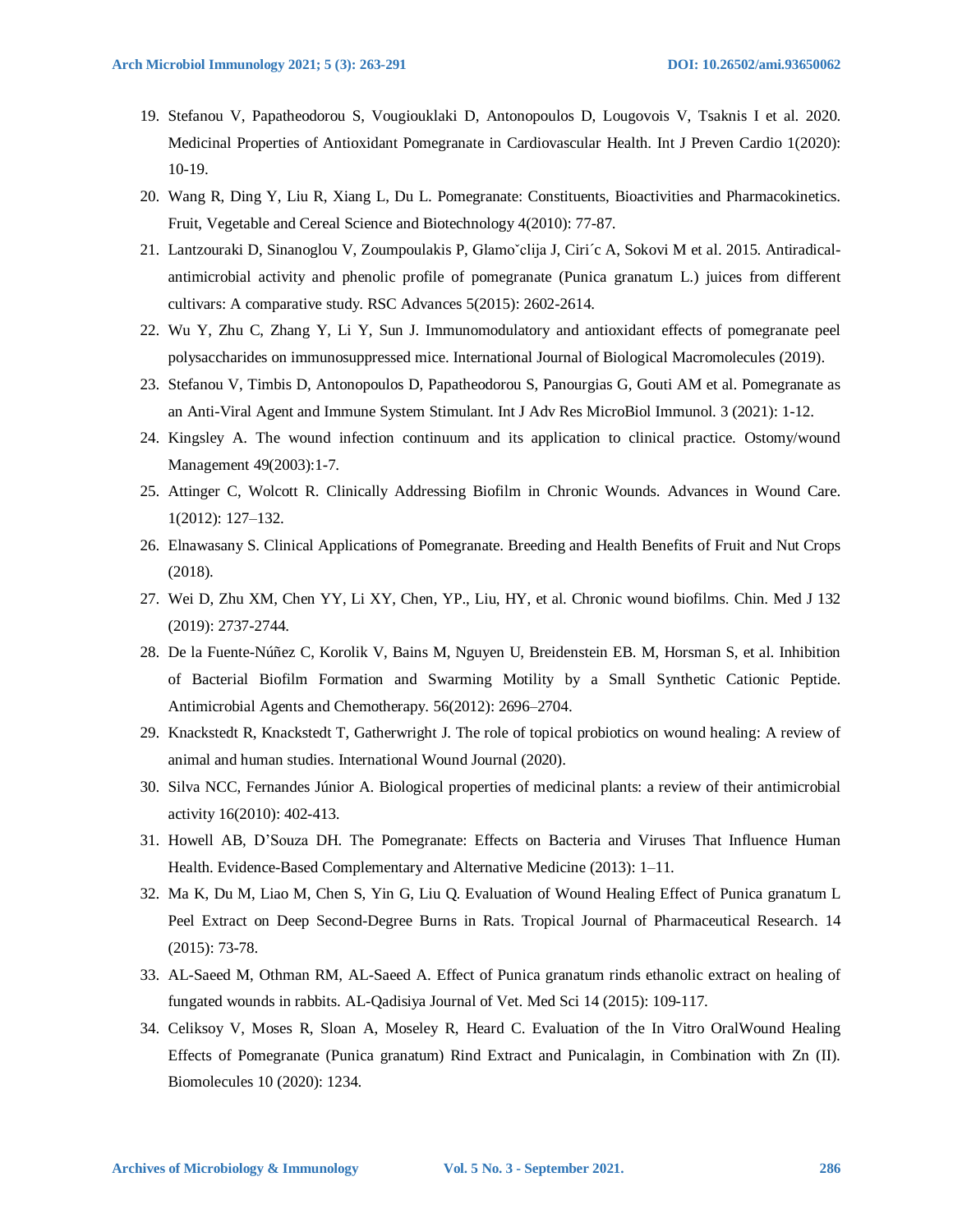19. Stefanou V, Papatheodorou S, Vougiouklaki D, Antonopoulos D, Lougovois V, Tsaknis I et al. 2020. Medicinal Properties of Antioxidant Pomegranate in Cardiovascular Health. Int J Preven Cardio 1(2020): 10-19.
20. Wang R, Ding Y, Liu R, Xiang L, Du L. Pomegranate: Constituents, Bioactivities and Pharmacokinetics. Fruit, Vegetable and Cereal Science and Biotechnology 4(2010): 77-87.
21. Lantzouraki D, Sinanoglou V, Zoumpoulakis P, Glamoˇclija J, Ciri´c A, Sokovi M et al. 2015. Antiradical-antimicrobial activity and phenolic profile of pomegranate (Punica granatum L.) juices from different cultivars: A comparative study. RSC Advances 5(2015): 2602-2614.
22. Wu Y, Zhu C, Zhang Y, Li Y, Sun J. Immunomodulatory and antioxidant effects of pomegranate peel polysaccharides on immunosuppressed mice. International Journal of Biological Macromolecules (2019).
23. Stefanou V, Timbis D, Antonopoulos D, Papatheodorou S, Panourgias G, Gouti AM et al. Pomegranate as an Anti-Viral Agent and Immune System Stimulant. Int J Adv Res MicroBiol Immunol. 3 (2021): 1-12.
24. Kingsley A. The wound infection continuum and its application to clinical practice. Ostomy/wound Management 49(2003):1-7.
25. Attinger C, Wolcott R. Clinically Addressing Biofilm in Chronic Wounds. Advances in Wound Care. 1(2012): 127–132.
26. Elnawasany S. Clinical Applications of Pomegranate. Breeding and Health Benefits of Fruit and Nut Crops (2018).
27. Wei D, Zhu XM, Chen YY, Li XY, Chen, YP., Liu, HY, et al. Chronic wound biofilms. Chin. Med J 132 (2019): 2737-2744.
28. De la Fuente-Núñez C, Korolik V, Bains M, Nguyen U, Breidenstein EB. M, Horsman S, et al. Inhibition of Bacterial Biofilm Formation and Swarming Motility by a Small Synthetic Cationic Peptide. Antimicrobial Agents and Chemotherapy. 56(2012): 2696–2704.
29. Knackstedt R, Knackstedt T, Gatherwright J. The role of topical probiotics on wound healing: A review of animal and human studies. International Wound Journal (2020).
30. Silva NCC, Fernandes Júnior A. Biological properties of medicinal plants: a review of their antimicrobial activity 16(2010): 402-413.
31. Howell AB, D'Souza DH. The Pomegranate: Effects on Bacteria and Viruses That Influence Human Health. Evidence-Based Complementary and Alternative Medicine (2013): 1–11.
32. Ma K, Du M, Liao M, Chen S, Yin G, Liu Q. Evaluation of Wound Healing Effect of Punica granatum L Peel Extract on Deep Second-Degree Burns in Rats. Tropical Journal of Pharmaceutical Research. 14 (2015): 73-78.
33. AL-Saeed M, Othman RM, AL-Saeed A. Effect of Punica granatum rinds ethanolic extract on healing of fungated wounds in rabbits. AL-Qadisiya Journal of Vet. Med Sci 14 (2015): 109-117.
34. Celiksoy V, Moses R, Sloan A, Moseley R, Heard C. Evaluation of the In Vitro OralWound Healing Effects of Pomegranate (Punica granatum) Rind Extract and Punicalagin, in Combination with Zn (II). Biomolecules 10 (2020): 1234.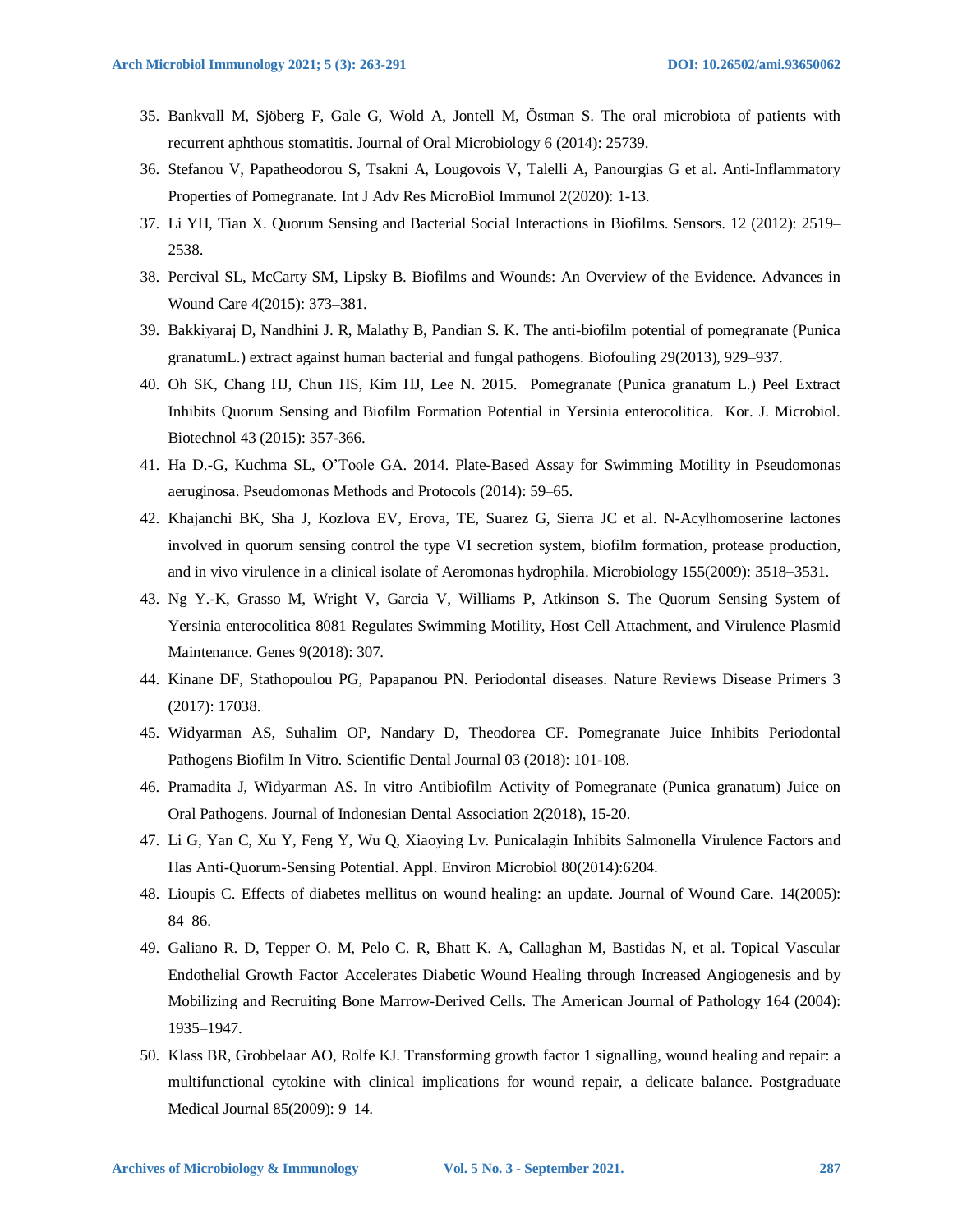35. Bankvall M, Sjöberg F, Gale G, Wold A, Jontell M, Östman S. The oral microbiota of patients with recurrent aphthous stomatitis. Journal of Oral Microbiology 6 (2014): 25739.
36. Stefanou V, Papatheodorou S, Tsakni A, Lougovois V, Talelli A, Panourgias G et al. Anti-Inflammatory Properties of Pomegranate. Int J Adv Res MicroBiol Immunol 2(2020): 1-13.
37. Li YH, Tian X. Quorum Sensing and Bacterial Social Interactions in Biofilms. Sensors. 12 (2012): 2519–2538.
38. Percival SL, McCarty SM, Lipsky B. Biofilms and Wounds: An Overview of the Evidence. Advances in Wound Care 4(2015): 373–381.
39. Bakkiyaraj D, Nandhini J. R, Malathy B, Pandian S. K. The anti-biofilm potential of pomegranate (Punica granatumL.) extract against human bacterial and fungal pathogens. Biofouling 29(2013), 929–937.
40. Oh SK, Chang HJ, Chun HS, Kim HJ, Lee N. 2015. Pomegranate (Punica granatum L.) Peel Extract Inhibits Quorum Sensing and Biofilm Formation Potential in Yersinia enterocolitica. Kor. J. Microbiol. Biotechnol 43 (2015): 357-366.
41. Ha D.-G, Kuchma SL, O'Toole GA. 2014. Plate-Based Assay for Swimming Motility in Pseudomonas aeruginosa. Pseudomonas Methods and Protocols (2014): 59–65.
42. Khajanchi BK, Sha J, Kozlova EV, Erova, TE, Suarez G, Sierra JC et al. N-Acylhomoserine lactones involved in quorum sensing control the type VI secretion system, biofilm formation, protease production, and in vivo virulence in a clinical isolate of Aeromonas hydrophila. Microbiology 155(2009): 3518–3531.
43. Ng Y.-K, Grasso M, Wright V, Garcia V, Williams P, Atkinson S. The Quorum Sensing System of Yersinia enterocolitica 8081 Regulates Swimming Motility, Host Cell Attachment, and Virulence Plasmid Maintenance. Genes 9(2018): 307.
44. Kinane DF, Stathopoulou PG, Papapanou PN. Periodontal diseases. Nature Reviews Disease Primers 3 (2017): 17038.
45. Widyarman AS, Suhalim OP, Nandary D, Theodorea CF. Pomegranate Juice Inhibits Periodontal Pathogens Biofilm In Vitro. Scientific Dental Journal 03 (2018): 101-108.
46. Pramadita J, Widyarman AS. In vitro Antibiofilm Activity of Pomegranate (Punica granatum) Juice on Oral Pathogens. Journal of Indonesian Dental Association 2(2018), 15-20.
47. Li G, Yan C, Xu Y, Feng Y, Wu Q, Xiaoying Lv. Punicalagin Inhibits Salmonella Virulence Factors and Has Anti-Quorum-Sensing Potential. Appl. Environ Microbiol 80(2014):6204.
48. Lioupis C. Effects of diabetes mellitus on wound healing: an update. Journal of Wound Care. 14(2005): 84–86.
49. Galiano R. D, Tepper O. M, Pelo C. R, Bhatt K. A, Callaghan M, Bastidas N, et al. Topical Vascular Endothelial Growth Factor Accelerates Diabetic Wound Healing through Increased Angiogenesis and by Mobilizing and Recruiting Bone Marrow-Derived Cells. The American Journal of Pathology 164 (2004): 1935–1947.
50. Klass BR, Grobbelaar AO, Rolfe KJ. Transforming growth factor 1 signalling, wound healing and repair: a multifunctional cytokine with clinical implications for wound repair, a delicate balance. Postgraduate Medical Journal 85(2009): 9–14.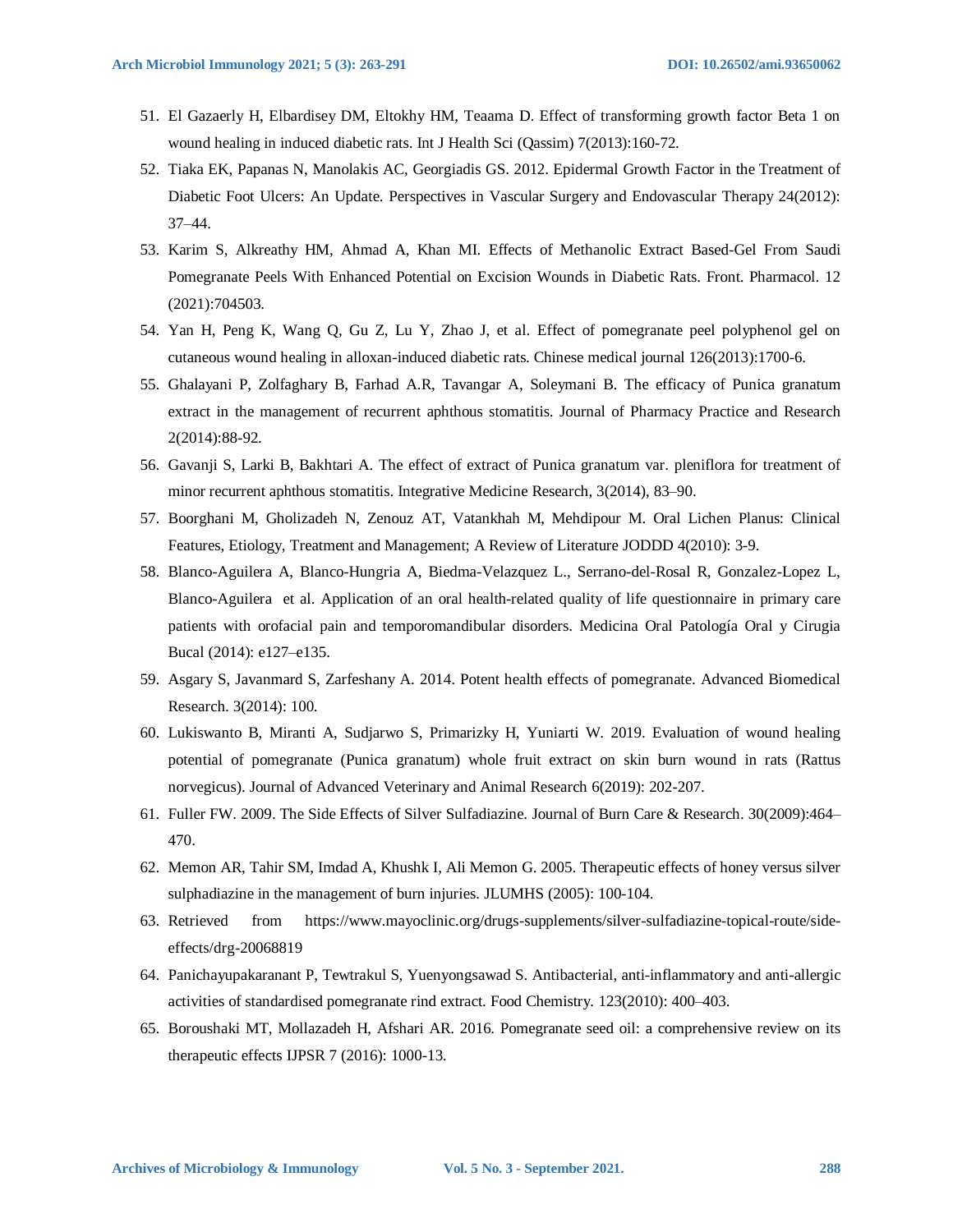51. El Gazaerly H, Elbardisey DM, Eltokhy HM, Teaama D. Effect of transforming growth factor Beta 1 on wound healing in induced diabetic rats. Int J Health Sci (Qassim) 7(2013):160-72.
52. Tiaka EK, Papanas N, Manolakis AC, Georgiadis GS. 2012. Epidermal Growth Factor in the Treatment of Diabetic Foot Ulcers: An Update. Perspectives in Vascular Surgery and Endovascular Therapy 24(2012): 37–44.
53. Karim S, Alkreathy HM, Ahmad A, Khan MI. Effects of Methanolic Extract Based-Gel From Saudi Pomegranate Peels With Enhanced Potential on Excision Wounds in Diabetic Rats. Front. Pharmacol. 12 (2021):704503.
54. Yan H, Peng K, Wang Q, Gu Z, Lu Y, Zhao J, et al. Effect of pomegranate peel polyphenol gel on cutaneous wound healing in alloxan-induced diabetic rats. Chinese medical journal 126(2013):1700-6.
55. Ghalayani P, Zolfaghary B, Farhad A.R, Tavangar A, Soleymani B. The efficacy of Punica granatum extract in the management of recurrent aphthous stomatitis. Journal of Pharmacy Practice and Research 2(2014):88-92.
56. Gavanji S, Larki B, Bakhtari A. The effect of extract of Punica granatum var. pleniflora for treatment of minor recurrent aphthous stomatitis. Integrative Medicine Research, 3(2014), 83–90.
57. Boorghani M, Gholizadeh N, Zenouz AT, Vatankhah M, Mehdipour M. Oral Lichen Planus: Clinical Features, Etiology, Treatment and Management; A Review of Literature JODDD 4(2010): 3-9.
58. Blanco-Aguilera A, Blanco-Hungria A, Biedma-Velazquez L., Serrano-del-Rosal R, Gonzalez-Lopez L, Blanco-Aguilera et al. Application of an oral health-related quality of life questionnaire in primary care patients with orofacial pain and temporomandibular disorders. Medicina Oral Patología Oral y Cirugia Bucal (2014): e127–e135.
59. Asgary S, Javanmard S, Zarfeshany A. 2014. Potent health effects of pomegranate. Advanced Biomedical Research. 3(2014): 100.
60. Lukiswanto B, Miranti A, Sudjarwo S, Primarizky H, Yuniarti W. 2019. Evaluation of wound healing potential of pomegranate (Punica granatum) whole fruit extract on skin burn wound in rats (Rattus norvegicus). Journal of Advanced Veterinary and Animal Research 6(2019): 202-207.
61. Fuller FW. 2009. The Side Effects of Silver Sulfadiazine. Journal of Burn Care & Research. 30(2009):464–470.
62. Memon AR, Tahir SM, Imdad A, Khushk I, Ali Memon G. 2005. Therapeutic effects of honey versus silver sulphadiazine in the management of burn injuries. JLUMHS (2005): 100-104.
63. Retrieved from https://www.mayoclinic.org/drugs-supplements/silver-sulfadiazine-topical-route/side-effects/drg-20068819
64. Panichayupakaranant P, Tewtrakul S, Yuenyongsawad S. Antibacterial, anti-inflammatory and anti-allergic activities of standardised pomegranate rind extract. Food Chemistry. 123(2010): 400–403.
65. Boroushaki MT, Mollazadeh H, Afshari AR. 2016. Pomegranate seed oil: a comprehensive review on its therapeutic effects IJPSR 7 (2016): 1000-13.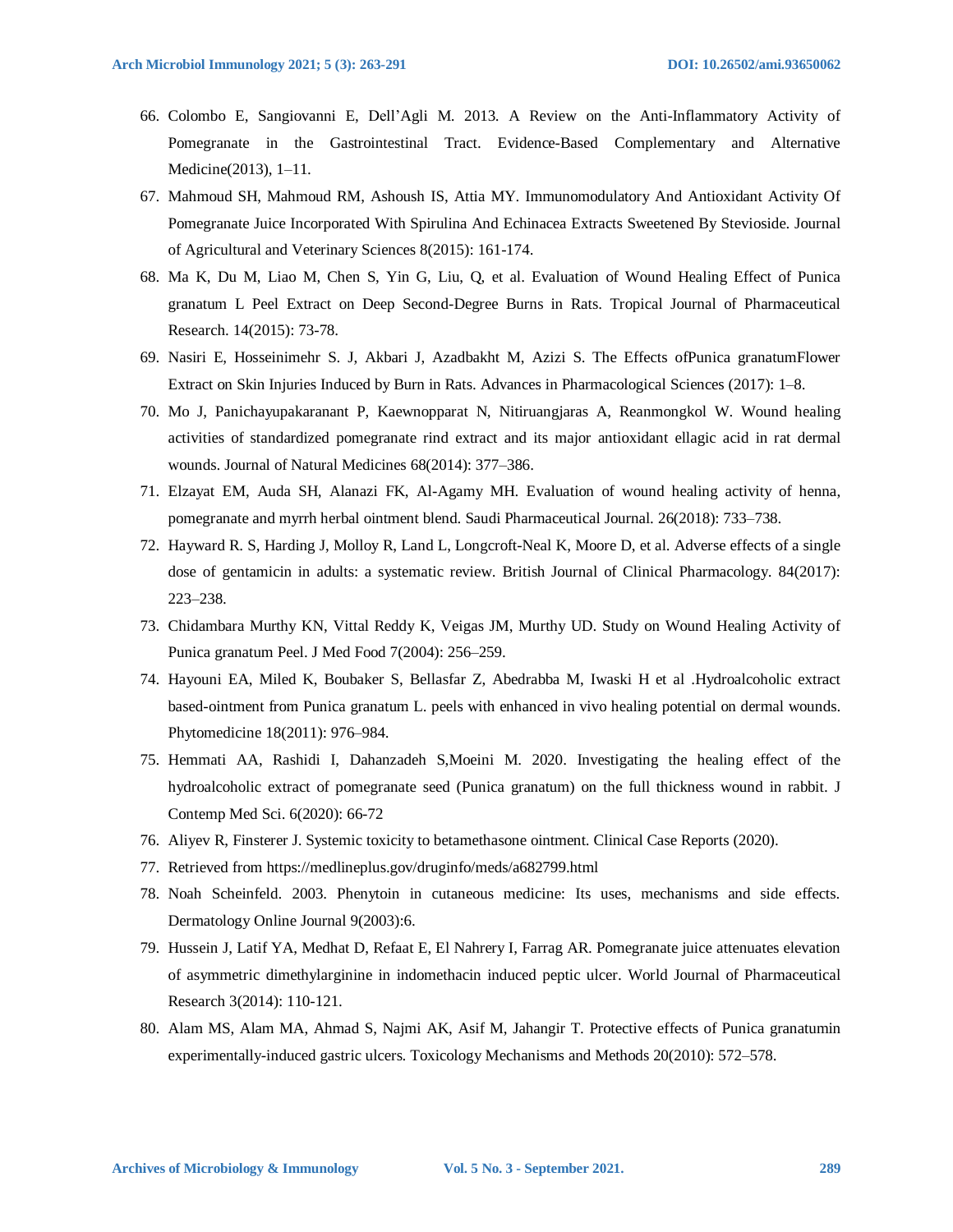66. Colombo E, Sangiovanni E, Dell'Agli M. 2013. A Review on the Anti-Inflammatory Activity of Pomegranate in the Gastrointestinal Tract. Evidence-Based Complementary and Alternative Medicine(2013), 1–11.
67. Mahmoud SH, Mahmoud RM, Ashoush IS, Attia MY. Immunomodulatory And Antioxidant Activity Of Pomegranate Juice Incorporated With Spirulina And Echinacea Extracts Sweetened By Stevioside. Journal of Agricultural and Veterinary Sciences 8(2015): 161-174.
68. Ma K, Du M, Liao M, Chen S, Yin G, Liu, Q, et al. Evaluation of Wound Healing Effect of Punica granatum L Peel Extract on Deep Second-Degree Burns in Rats. Tropical Journal of Pharmaceutical Research. 14(2015): 73-78.
69. Nasiri E, Hosseinimehr S. J, Akbari J, Azadbakht M, Azizi S. The Effects ofPunica granatumFlower Extract on Skin Injuries Induced by Burn in Rats. Advances in Pharmacological Sciences (2017): 1–8.
70. Mo J, Panichayupakaranant P, Kaewnopparat N, Nitiruangjaras A, Reanmongkol W. Wound healing activities of standardized pomegranate rind extract and its major antioxidant ellagic acid in rat dermal wounds. Journal of Natural Medicines 68(2014): 377–386.
71. Elzayat EM, Auda SH, Alanazi FK, Al-Agamy MH. Evaluation of wound healing activity of henna, pomegranate and myrrh herbal ointment blend. Saudi Pharmaceutical Journal. 26(2018): 733–738.
72. Hayward R. S, Harding J, Molloy R, Land L, Longcroft-Neal K, Moore D, et al. Adverse effects of a single dose of gentamicin in adults: a systematic review. British Journal of Clinical Pharmacology. 84(2017): 223–238.
73. Chidambara Murthy KN, Vittal Reddy K, Veigas JM, Murthy UD. Study on Wound Healing Activity of Punica granatum Peel. J Med Food 7(2004): 256–259.
74. Hayouni EA, Miled K, Boubaker S, Bellasfar Z, Abedrabba M, Iwaski H et al .Hydroalcoholic extract based-ointment from Punica granatum L. peels with enhanced in vivo healing potential on dermal wounds. Phytomedicine 18(2011): 976–984.
75. Hemmati AA, Rashidi I, Dahanzadeh S,Moeini M. 2020. Investigating the healing effect of the hydroalcoholic extract of pomegranate seed (Punica granatum) on the full thickness wound in rabbit. J Contemp Med Sci. 6(2020): 66-72
76. Aliyev R, Finsterer J. Systemic toxicity to betamethasone ointment. Clinical Case Reports (2020).
77. Retrieved from https://medlineplus.gov/druginfo/meds/a682799.html
78. Noah Scheinfeld. 2003. Phenytoin in cutaneous medicine: Its uses, mechanisms and side effects. Dermatology Online Journal 9(2003):6.
79. Hussein J, Latif YA, Medhat D, Refaat E, El Nahrery I, Farrag AR. Pomegranate juice attenuates elevation of asymmetric dimethylarginine in indomethacin induced peptic ulcer. World Journal of Pharmaceutical Research 3(2014): 110-121.
80. Alam MS, Alam MA, Ahmad S, Najmi AK, Asif M, Jahangir T. Protective effects of Punica granatumin experimentally-induced gastric ulcers. Toxicology Mechanisms and Methods 20(2010): 572–578.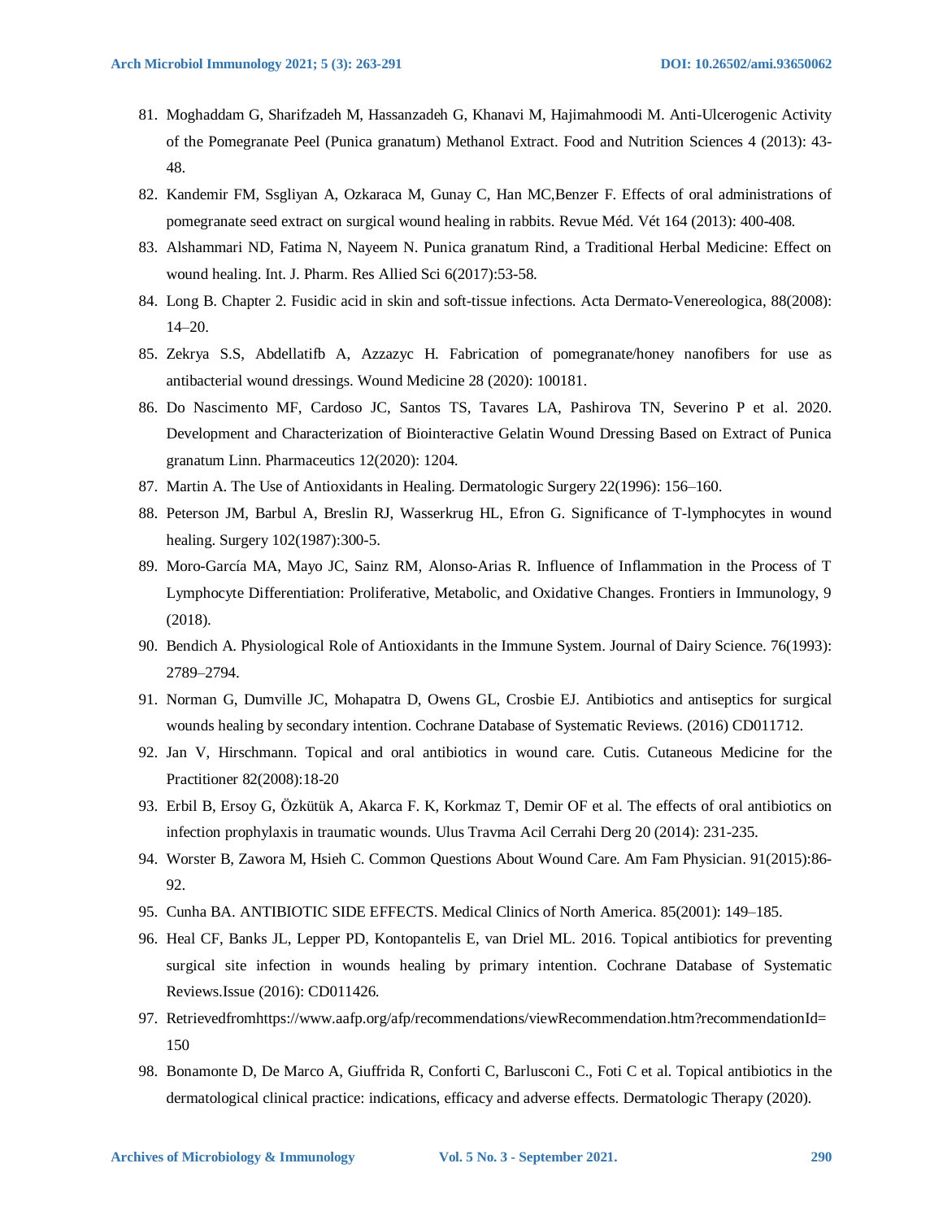81. Moghaddam G, Sharifzadeh M, Hassanzadeh G, Khanavi M, Hajimahmoodi M. Anti-Ulcerogenic Activity of the Pomegranate Peel (Punica granatum) Methanol Extract. Food and Nutrition Sciences 4 (2013): 43-48.
82. Kandemir FM, Ssgliyan A, Ozkaraca M, Gunay C, Han MC,Benzer F. Effects of oral administrations of pomegranate seed extract on surgical wound healing in rabbits. Revue Méd. Vét 164 (2013): 400-408.
83. Alshammari ND, Fatima N, Nayeem N. Punica granatum Rind, a Traditional Herbal Medicine: Effect on wound healing. Int. J. Pharm. Res Allied Sci 6(2017):53-58.
84. Long B. Chapter 2. Fusidic acid in skin and soft-tissue infections. Acta Dermato-Venereologica, 88(2008): 14–20.
85. Zekrya S.S, Abdellatifb A, Azzazyc H. Fabrication of pomegranate/honey nanofibers for use as antibacterial wound dressings. Wound Medicine 28 (2020): 100181.
86. Do Nascimento MF, Cardoso JC, Santos TS, Tavares LA, Pashirova TN, Severino P et al. 2020. Development and Characterization of Biointeractive Gelatin Wound Dressing Based on Extract of Punica granatum Linn. Pharmaceutics 12(2020): 1204.
87. Martin A. The Use of Antioxidants in Healing. Dermatologic Surgery 22(1996): 156–160.
88. Peterson JM, Barbul A, Breslin RJ, Wasserkrug HL, Efron G. Significance of T-lymphocytes in wound healing. Surgery 102(1987):300-5.
89. Moro-García MA, Mayo JC, Sainz RM, Alonso-Arias R. Influence of Inflammation in the Process of T Lymphocyte Differentiation: Proliferative, Metabolic, and Oxidative Changes. Frontiers in Immunology, 9 (2018).
90. Bendich A. Physiological Role of Antioxidants in the Immune System. Journal of Dairy Science. 76(1993): 2789–2794.
91. Norman G, Dumville JC, Mohapatra D, Owens GL, Crosbie EJ. Antibiotics and antiseptics for surgical wounds healing by secondary intention. Cochrane Database of Systematic Reviews. (2016) CD011712.
92. Jan V, Hirschmann. Topical and oral antibiotics in wound care. Cutis. Cutaneous Medicine for the Practitioner 82(2008):18-20
93. Erbil B, Ersoy G, Özkütük A, Akarca F. K, Korkmaz T, Demir OF et al. The effects of oral antibiotics on infection prophylaxis in traumatic wounds. Ulus Travma Acil Cerrahi Derg 20 (2014): 231-235.
94. Worster B, Zawora M, Hsieh C. Common Questions About Wound Care. Am Fam Physician. 91(2015):86-92.
95. Cunha BA. ANTIBIOTIC SIDE EFFECTS. Medical Clinics of North America. 85(2001): 149–185.
96. Heal CF, Banks JL, Lepper PD, Kontopantelis E, van Driel ML. 2016. Topical antibiotics for preventing surgical site infection in wounds healing by primary intention. Cochrane Database of Systematic Reviews.Issue (2016): CD011426.
97. Retrievedfromhttps://www.aafp.org/afp/recommendations/viewRecommendation.htm?recommendationId=150
98. Bonamonte D, De Marco A, Giuffrida R, Conforti C, Barlusconi C., Foti C et al. Topical antibiotics in the dermatological clinical practice: indications, efficacy and adverse effects. Dermatologic Therapy (2020).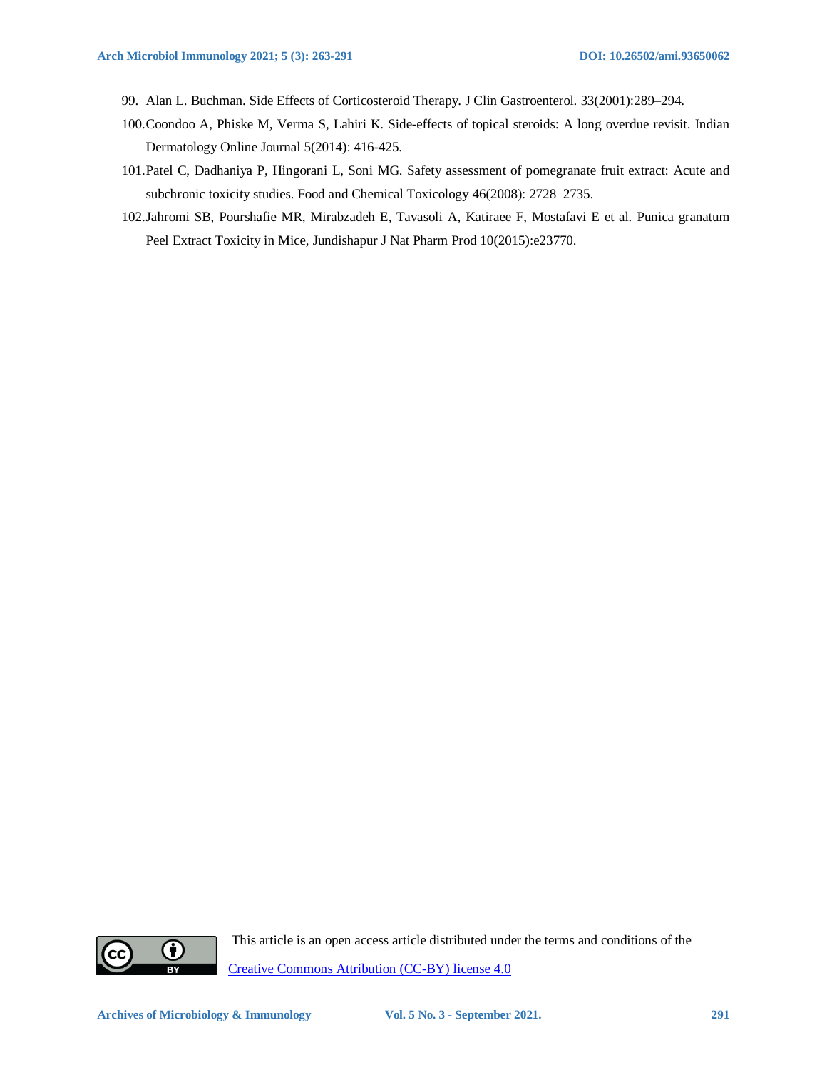99. Alan L. Buchman. Side Effects of Corticosteroid Therapy. J Clin Gastroenterol. 33(2001):289–294.
100. Coondoo A, Phiske M, Verma S, Lahiri K. Side-effects of topical steroids: A long overdue revisit. Indian Dermatology Online Journal 5(2014): 416-425.
101. Patel C, Dadhaniya P, Hingorani L, Soni MG. Safety assessment of pomegranate fruit extract: Acute and subchronic toxicity studies. Food and Chemical Toxicology 46(2008): 2728–2735.
102. Jahromi SB, Pourshafie MR, Mirabzadeh E, Tavasoli A, Katiraee F, Mostafavi E et al. Punica granatum Peel Extract Toxicity in Mice, Jundishapur J Nat Pharm Prod 10(2015):e23770.

This article is an open access article distributed under the terms and conditions of the

Creative Commons Attribution (CC-BY) license 4.0